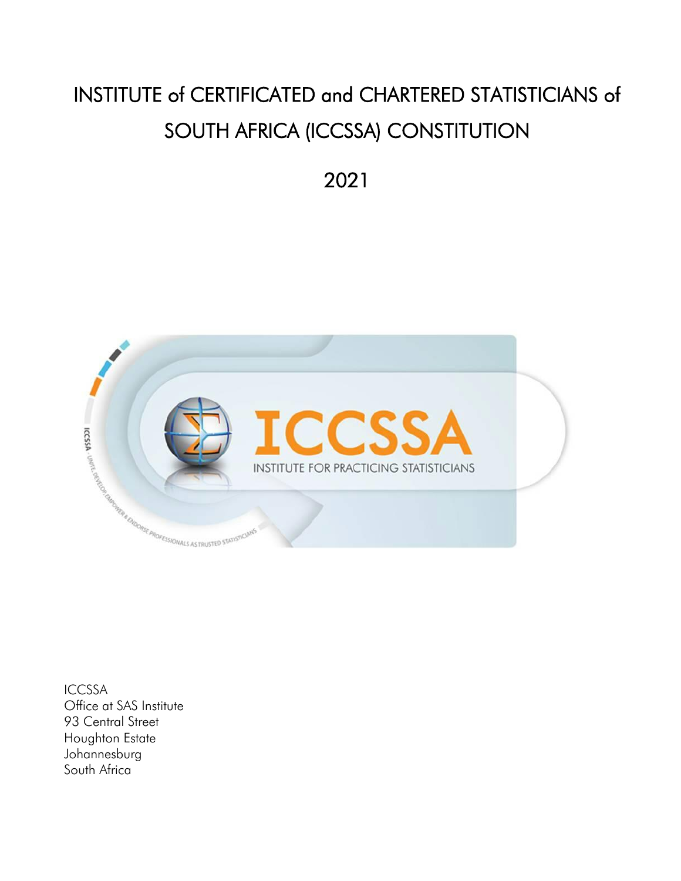# INSTITUTE of CERTIFICATED and CHARTERED STATISTICIANS of SOUTH AFRICA (ICCSSA) CONSTITUTION

2021

ICCSSA
Office at SAS Institute
93 Central Street
Houghton Estate
Johannesburg
South Africa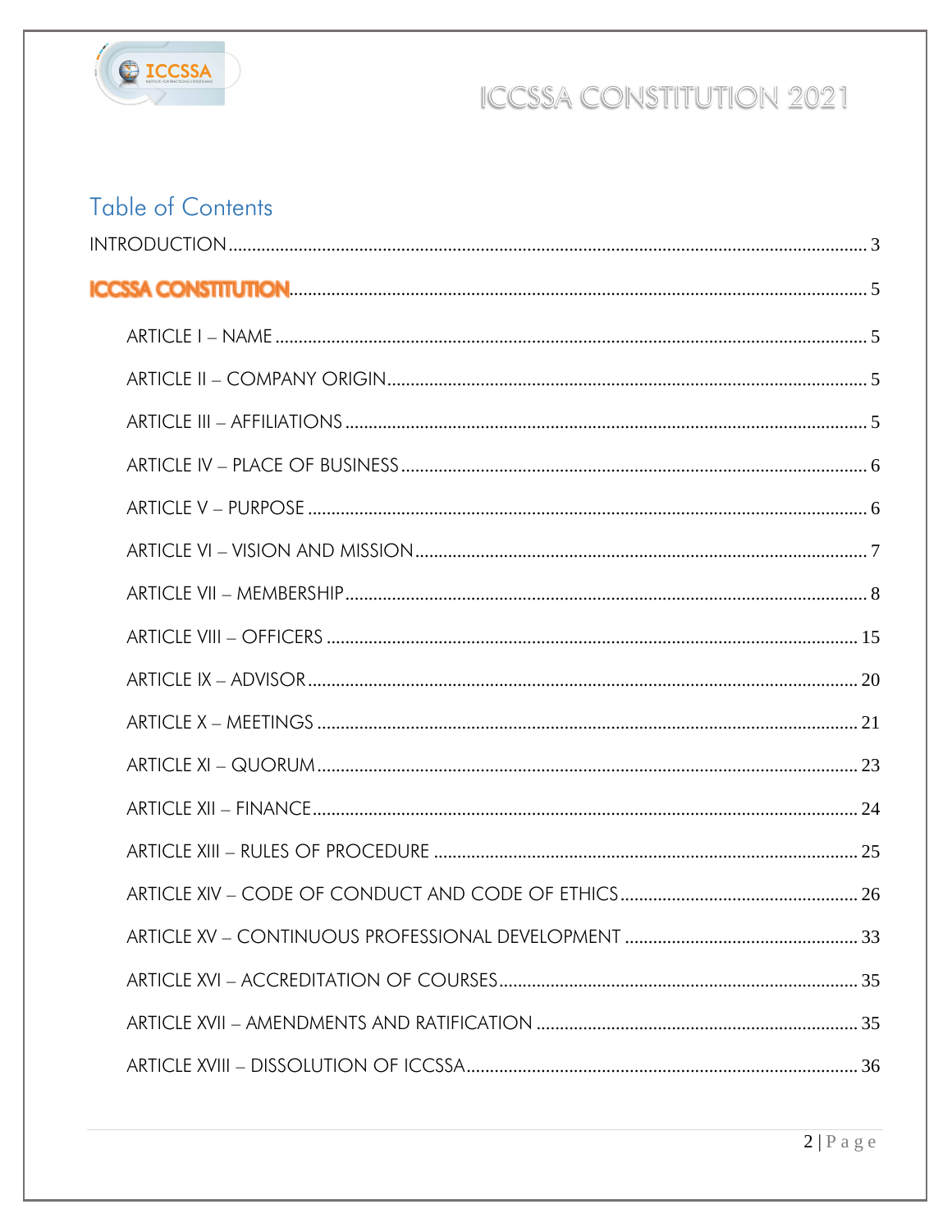# Table of Contents

INTRODUCTION .......... 3

ICCSSA CONSTITUTION .......... 5

- ARTICLE I – NAME .......... 5
- ARTICLE II – COMPANY ORIGIN .......... 5
- ARTICLE III – AFFILIATIONS .......... 5
- ARTICLE IV – PLACE OF BUSINESS .......... 6
- ARTICLE V – PURPOSE .......... 6
- ARTICLE VI – VISION AND MISSION .......... 7
- ARTICLE VII – MEMBERSHIP .......... 8
- ARTICLE VIII – OFFICERS .......... 15
- ARTICLE IX – ADVISOR .......... 20
- ARTICLE X – MEETINGS .......... 21
- ARTICLE XI – QUORUM .......... 23
- ARTICLE XII – FINANCE .......... 24
- ARTICLE XIII – RULES OF PROCEDURE .......... 25
- ARTICLE XIV – CODE OF CONDUCT AND CODE OF ETHICS .......... 26
- ARTICLE XV – CONTINUOUS PROFESSIONAL DEVELOPMENT .......... 33
- ARTICLE XVI – ACCREDITATION OF COURSES .......... 35
- ARTICLE XVII – AMENDMENTS AND RATIFICATION .......... 35
- ARTICLE XVIII – DISSOLUTION OF ICCSSA .......... 36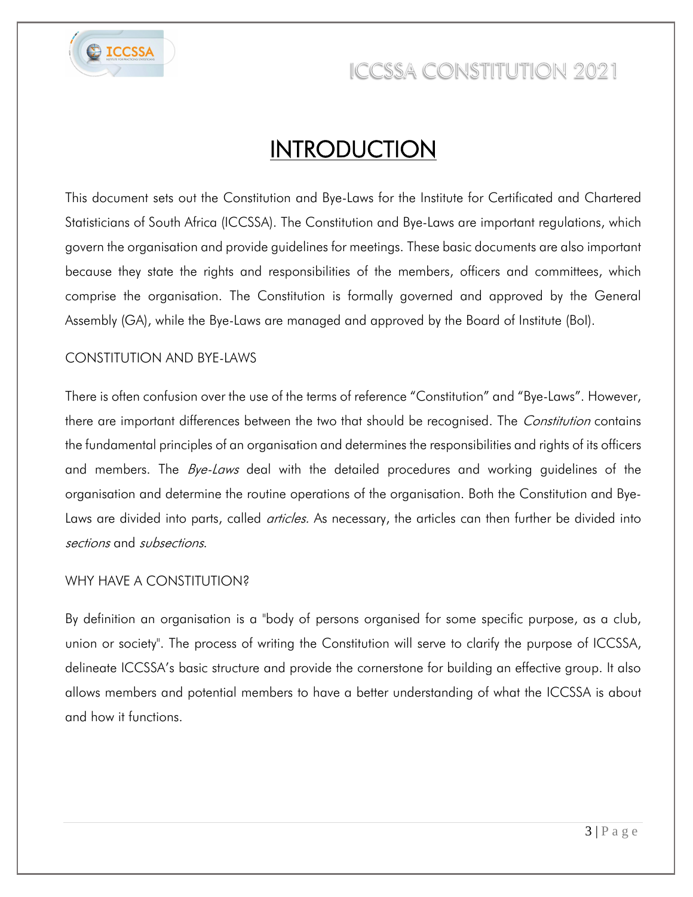# INTRODUCTION

This document sets out the Constitution and Bye-Laws for the Institute for Certificated and Chartered Statisticians of South Africa (ICCSSA). The Constitution and Bye-Laws are important regulations, which govern the organisation and provide guidelines for meetings. These basic documents are also important because they state the rights and responsibilities of the members, officers and committees, which comprise the organisation. The Constitution is formally governed and approved by the General Assembly (GA), while the Bye-Laws are managed and approved by the Board of Institute (BoI).

## CONSTITUTION AND BYE-LAWS

There is often confusion over the use of the terms of reference "Constitution" and "Bye-Laws". However, there are important differences between the two that should be recognised. The *Constitution* contains the fundamental principles of an organisation and determines the responsibilities and rights of its officers and members. The *Bye-Laws* deal with the detailed procedures and working guidelines of the organisation and determine the routine operations of the organisation. Both the Constitution and Bye-Laws are divided into parts, called *articles.* As necessary, the articles can then further be divided into *sections* and *subsections.*

## WHY HAVE A CONSTITUTION?

By definition an organisation is a "body of persons organised for some specific purpose, as a club, union or society". The process of writing the Constitution will serve to clarify the purpose of ICCSSA, delineate ICCSSA's basic structure and provide the cornerstone for building an effective group. It also allows members and potential members to have a better understanding of what the ICCSSA is about and how it functions.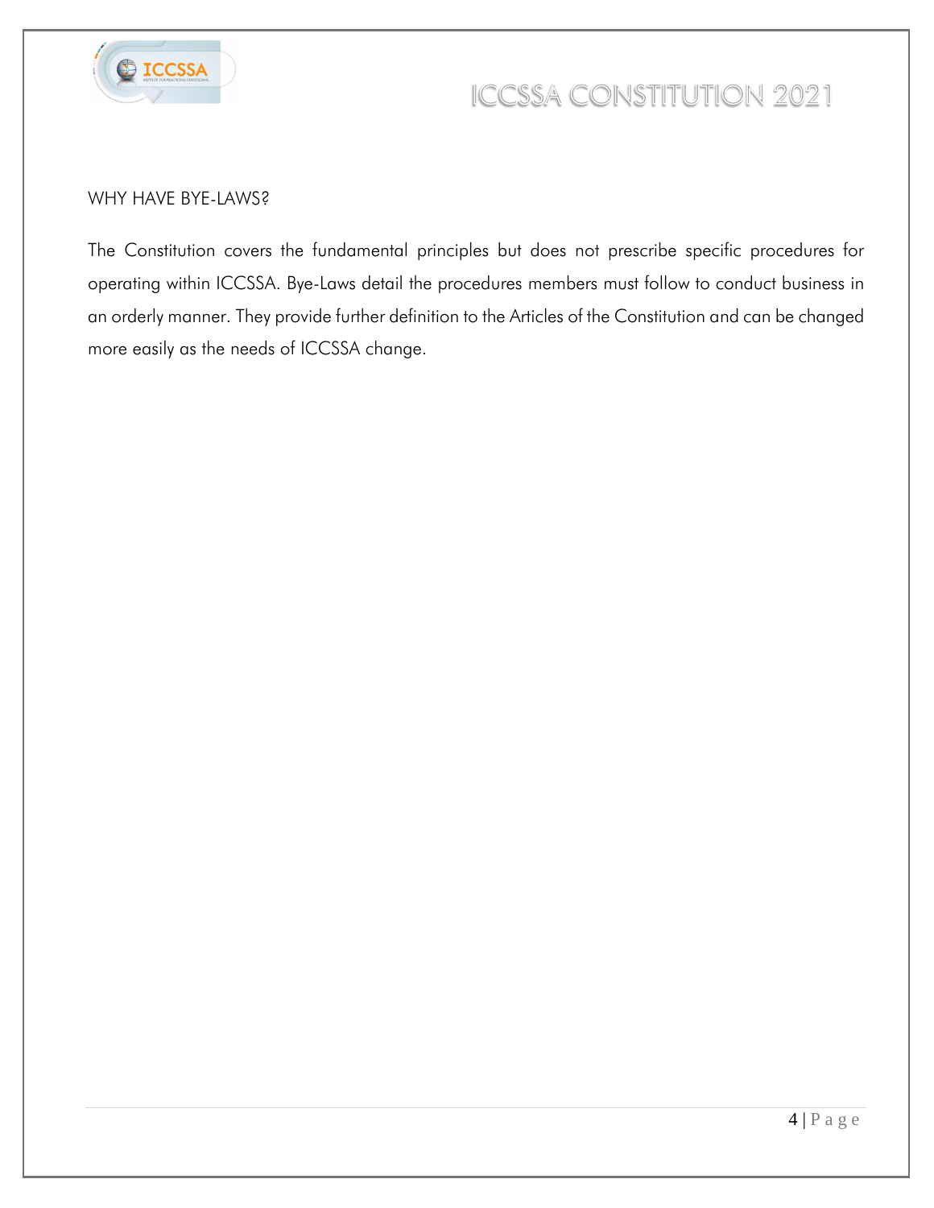## WHY HAVE BYE-LAWS?

The Constitution covers the fundamental principles but does not prescribe specific procedures for operating within ICCSSA. Bye-Laws detail the procedures members must follow to conduct business in an orderly manner. They provide further definition to the Articles of the Constitution and can be changed more easily as the needs of ICCSSA change.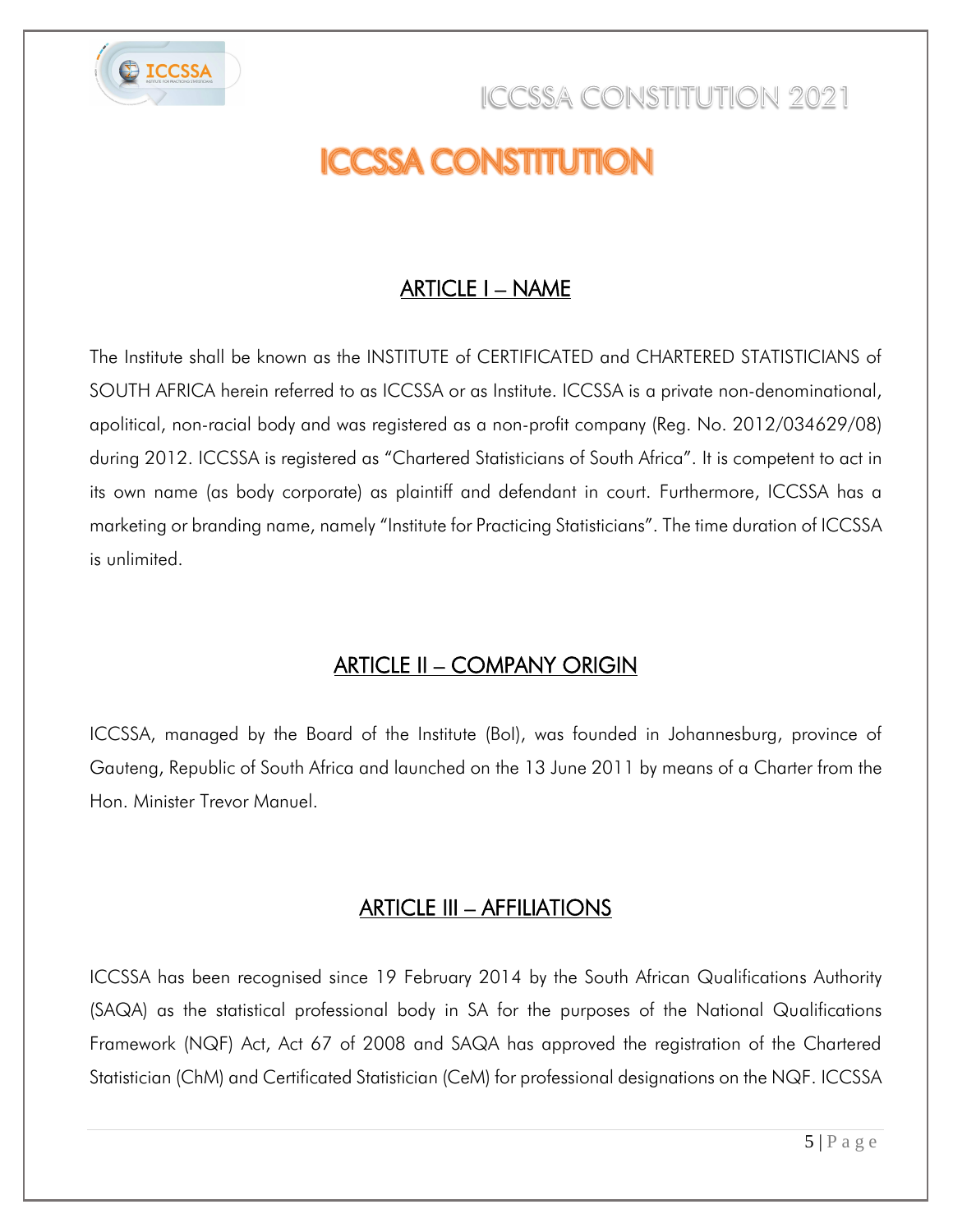# ICCSSA CONSTITUTION

## ARTICLE I – NAME

The Institute shall be known as the INSTITUTE of CERTIFICATED and CHARTERED STATISTICIANS of SOUTH AFRICA herein referred to as ICCSSA or as Institute. ICCSSA is a private non-denominational, apolitical, non-racial body and was registered as a non-profit company (Reg. No. 2012/034629/08) during 2012. ICCSSA is registered as "Chartered Statisticians of South Africa". It is competent to act in its own name (as body corporate) as plaintiff and defendant in court. Furthermore, ICCSSA has a marketing or branding name, namely "Institute for Practicing Statisticians". The time duration of ICCSSA is unlimited.

## ARTICLE II – COMPANY ORIGIN

ICCSSA, managed by the Board of the Institute (BoI), was founded in Johannesburg, province of Gauteng, Republic of South Africa and launched on the 13 June 2011 by means of a Charter from the Hon. Minister Trevor Manuel.

## ARTICLE III – AFFILIATIONS

ICCSSA has been recognised since 19 February 2014 by the South African Qualifications Authority (SAQA) as the statistical professional body in SA for the purposes of the National Qualifications Framework (NQF) Act, Act 67 of 2008 and SAQA has approved the registration of the Chartered Statistician (ChM) and Certificated Statistician (CeM) for professional designations on the NQF. ICCSSA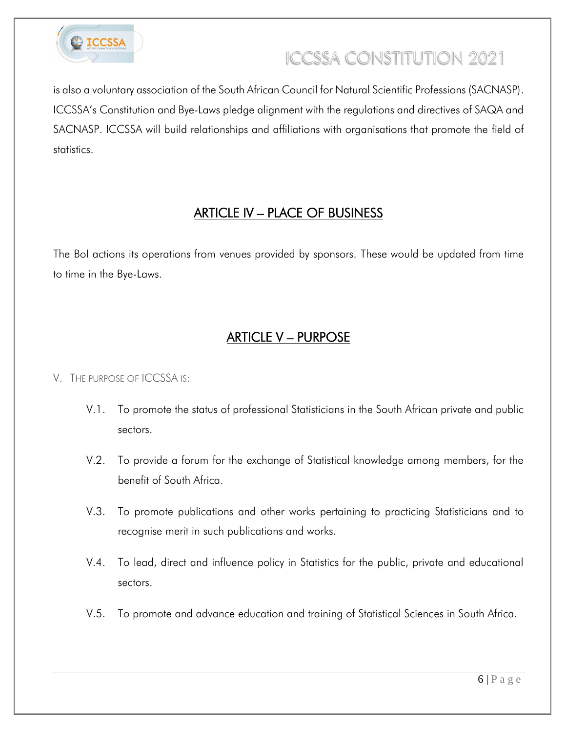is also a voluntary association of the South African Council for Natural Scientific Professions (SACNASP). ICCSSA's Constitution and Bye-Laws pledge alignment with the regulations and directives of SAQA and SACNASP. ICCSSA will build relationships and affiliations with organisations that promote the field of statistics.

## ARTICLE IV – PLACE OF BUSINESS

The BoI actions its operations from venues provided by sponsors. These would be updated from time to time in the Bye-Laws.

## ARTICLE V – PURPOSE

V. THE PURPOSE OF ICCSSA IS:

V.1. To promote the status of professional Statisticians in the South African private and public sectors.

V.2. To provide a forum for the exchange of Statistical knowledge among members, for the benefit of South Africa.

V.3. To promote publications and other works pertaining to practicing Statisticians and to recognise merit in such publications and works.

V.4. To lead, direct and influence policy in Statistics for the public, private and educational sectors.

V.5. To promote and advance education and training of Statistical Sciences in South Africa.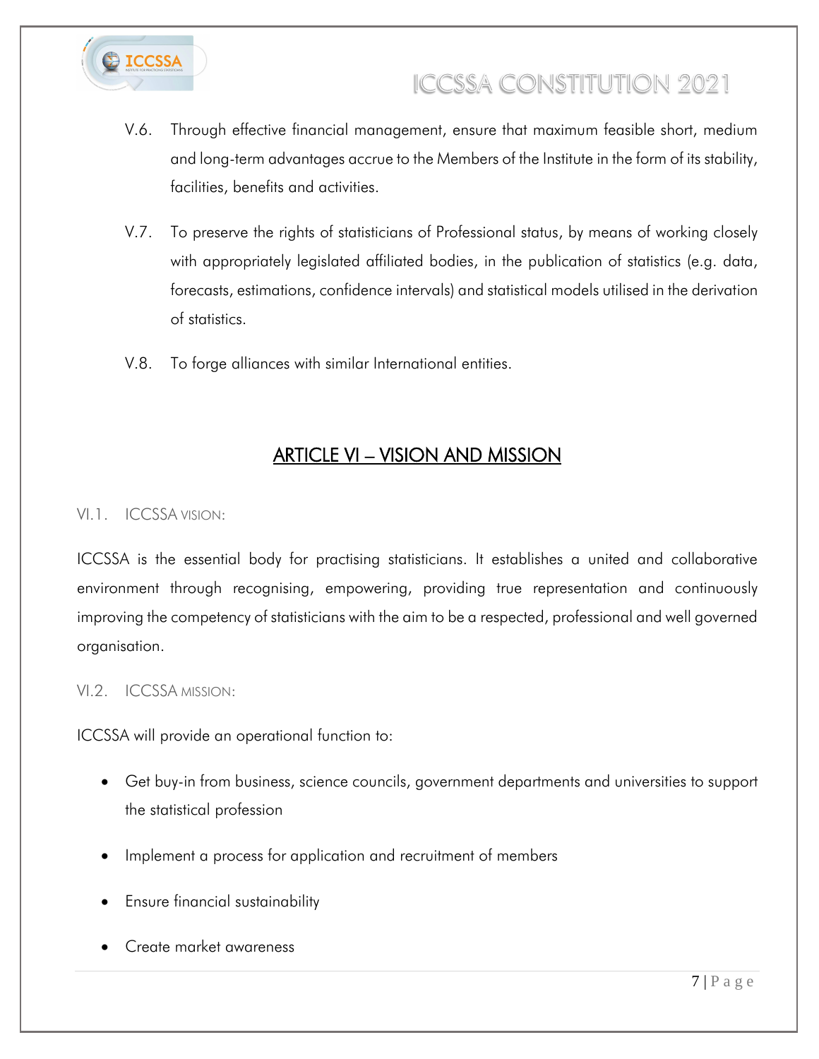V.6. Through effective financial management, ensure that maximum feasible short, medium and long-term advantages accrue to the Members of the Institute in the form of its stability, facilities, benefits and activities.

V.7. To preserve the rights of statisticians of Professional status, by means of working closely with appropriately legislated affiliated bodies, in the publication of statistics (e.g. data, forecasts, estimations, confidence intervals) and statistical models utilised in the derivation of statistics.

V.8. To forge alliances with similar International entities.

## ARTICLE VI – VISION AND MISSION

### VI.1. ICCSSA VISION:

ICCSSA is the essential body for practising statisticians. It establishes a united and collaborative environment through recognising, empowering, providing true representation and continuously improving the competency of statisticians with the aim to be a respected, professional and well governed organisation.

### VI.2. ICCSSA MISSION:

ICCSSA will provide an operational function to:

- Get buy-in from business, science councils, government departments and universities to support the statistical profession
- Implement a process for application and recruitment of members
- Ensure financial sustainability
- Create market awareness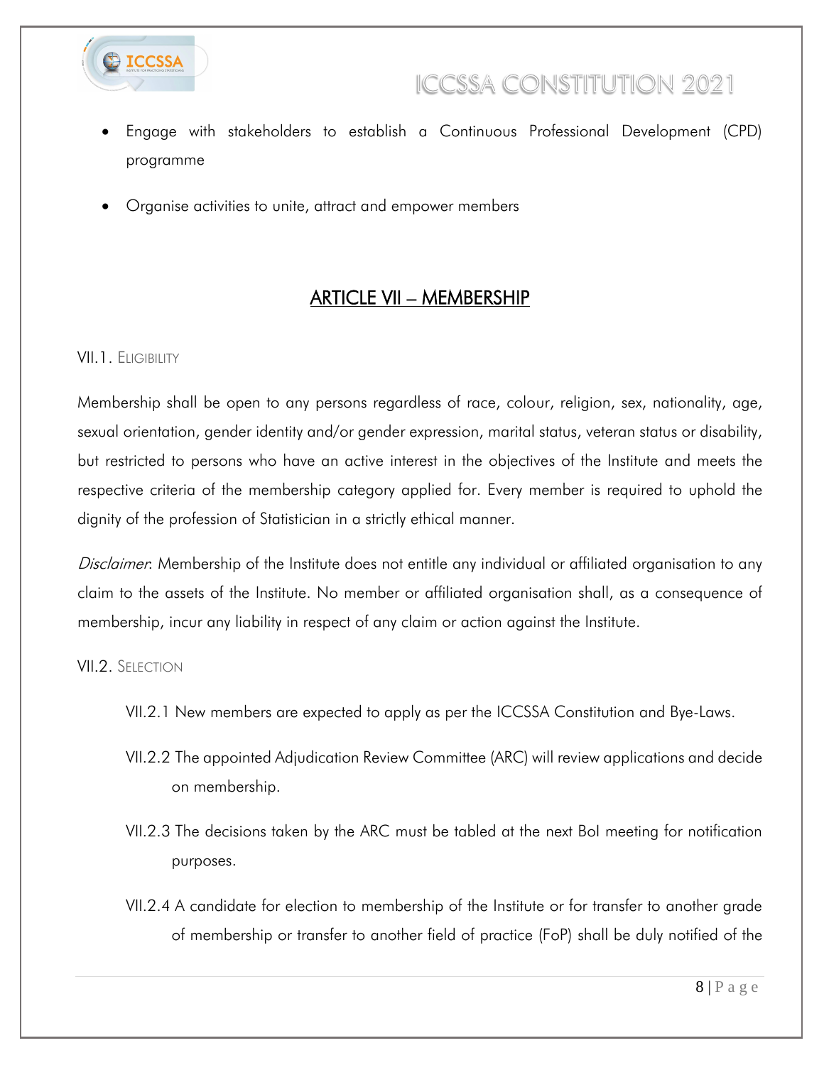- Engage with stakeholders to establish a Continuous Professional Development (CPD) programme
- Organise activities to unite, attract and empower members

## ARTICLE VII – MEMBERSHIP

### VII.1. Eligibility

Membership shall be open to any persons regardless of race, colour, religion, sex, nationality, age, sexual orientation, gender identity and/or gender expression, marital status, veteran status or disability, but restricted to persons who have an active interest in the objectives of the Institute and meets the respective criteria of the membership category applied for. Every member is required to uphold the dignity of the profession of Statistician in a strictly ethical manner.

*Disclaimer*: Membership of the Institute does not entitle any individual or affiliated organisation to any claim to the assets of the Institute. No member or affiliated organisation shall, as a consequence of membership, incur any liability in respect of any claim or action against the Institute.

### VII.2. Selection

VII.2.1 New members are expected to apply as per the ICCSSA Constitution and Bye-Laws.

VII.2.2 The appointed Adjudication Review Committee (ARC) will review applications and decide on membership.

VII.2.3 The decisions taken by the ARC must be tabled at the next BoI meeting for notification purposes.

VII.2.4 A candidate for election to membership of the Institute or for transfer to another grade of membership or transfer to another field of practice (FoP) shall be duly notified of the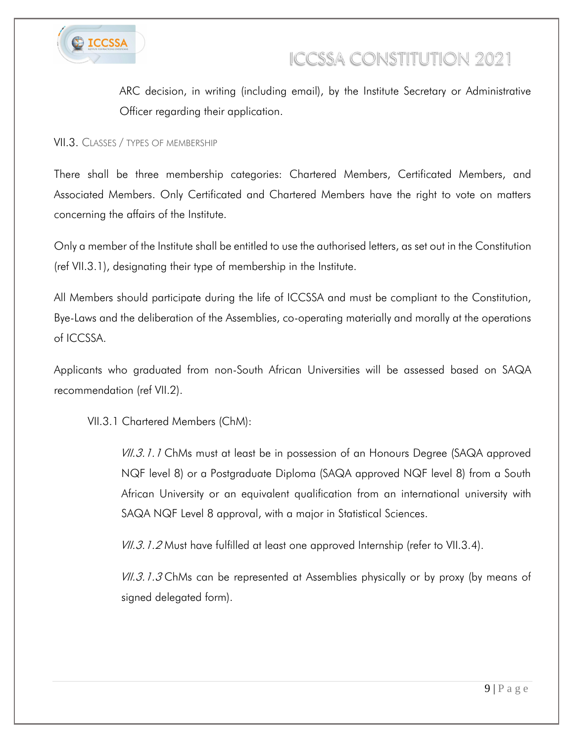ARC decision, in writing (including email), by the Institute Secretary or Administrative Officer regarding their application.

### VII.3. Classes / types of membership

There shall be three membership categories: Chartered Members, Certificated Members, and Associated Members. Only Certificated and Chartered Members have the right to vote on matters concerning the affairs of the Institute.

Only a member of the Institute shall be entitled to use the authorised letters, as set out in the Constitution (ref VII.3.1), designating their type of membership in the Institute.

All Members should participate during the life of ICCSSA and must be compliant to the Constitution, Bye-Laws and the deliberation of the Assemblies, co-operating materially and morally at the operations of ICCSSA.

Applicants who graduated from non-South African Universities will be assessed based on SAQA recommendation (ref VII.2).

VII.3.1 Chartered Members (ChM):

*VII.3.1.1* ChMs must at least be in possession of an Honours Degree (SAQA approved NQF level 8) or a Postgraduate Diploma (SAQA approved NQF level 8) from a South African University or an equivalent qualification from an international university with SAQA NQF Level 8 approval, with a major in Statistical Sciences.

*VII.3.1.2* Must have fulfilled at least one approved Internship (refer to VII.3.4).

*VII.3.1.3* ChMs can be represented at Assemblies physically or by proxy (by means of signed delegated form).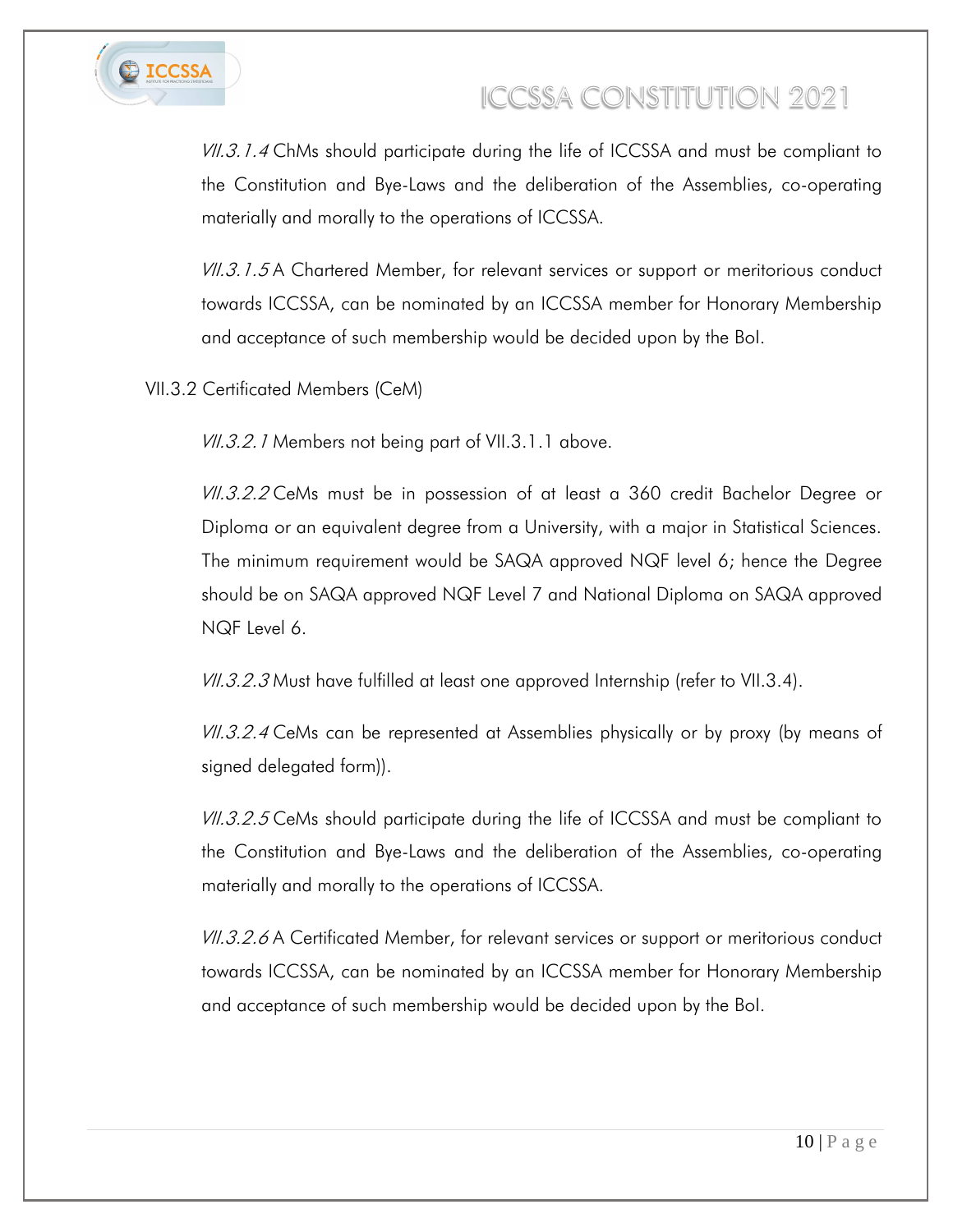*VII.3.1.4* ChMs should participate during the life of ICCSSA and must be compliant to the Constitution and Bye-Laws and the deliberation of the Assemblies, co-operating materially and morally to the operations of ICCSSA.

*VII.3.1.5* A Chartered Member, for relevant services or support or meritorious conduct towards ICCSSA, can be nominated by an ICCSSA member for Honorary Membership and acceptance of such membership would be decided upon by the BoI.

VII.3.2 Certificated Members (CeM)

*VII.3.2.1* Members not being part of VII.3.1.1 above.

*VII.3.2.2* CeMs must be in possession of at least a 360 credit Bachelor Degree or Diploma or an equivalent degree from a University, with a major in Statistical Sciences. The minimum requirement would be SAQA approved NQF level 6; hence the Degree should be on SAQA approved NQF Level 7 and National Diploma on SAQA approved NQF Level 6.

*VII.3.2.3* Must have fulfilled at least one approved Internship (refer to VII.3.4).

*VII.3.2.4* CeMs can be represented at Assemblies physically or by proxy (by means of signed delegated form)).

*VII.3.2.5* CeMs should participate during the life of ICCSSA and must be compliant to the Constitution and Bye-Laws and the deliberation of the Assemblies, co-operating materially and morally to the operations of ICCSSA.

*VII.3.2.6* A Certificated Member, for relevant services or support or meritorious conduct towards ICCSSA, can be nominated by an ICCSSA member for Honorary Membership and acceptance of such membership would be decided upon by the BoI.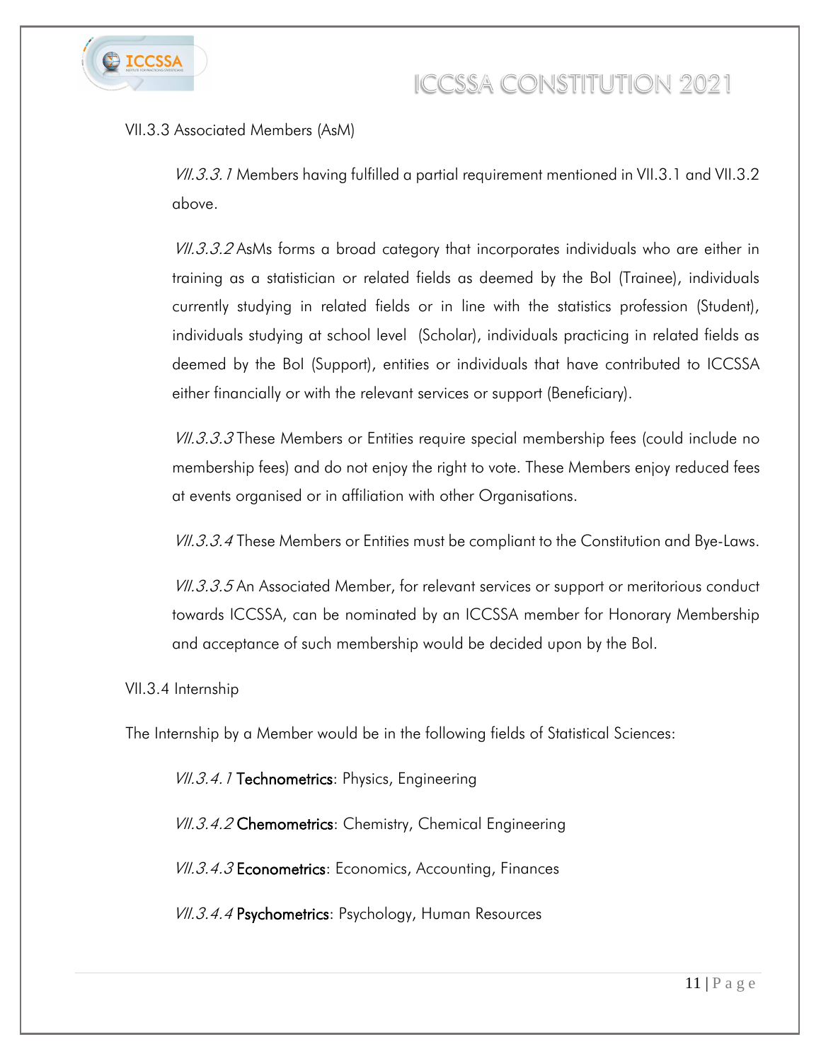VII.3.3 Associated Members (AsM)

*VII.3.3.1* Members having fulfilled a partial requirement mentioned in VII.3.1 and VII.3.2 above.

*VII.3.3.2* AsMs forms a broad category that incorporates individuals who are either in training as a statistician or related fields as deemed by the BoI (Trainee), individuals currently studying in related fields or in line with the statistics profession (Student), individuals studying at school level (Scholar), individuals practicing in related fields as deemed by the BoI (Support), entities or individuals that have contributed to ICCSSA either financially or with the relevant services or support (Beneficiary).

*VII.3.3.3* These Members or Entities require special membership fees (could include no membership fees) and do not enjoy the right to vote. These Members enjoy reduced fees at events organised or in affiliation with other Organisations.

*VII.3.3.4* These Members or Entities must be compliant to the Constitution and Bye-Laws.

*VII.3.3.5* An Associated Member, for relevant services or support or meritorious conduct towards ICCSSA, can be nominated by an ICCSSA member for Honorary Membership and acceptance of such membership would be decided upon by the BoI.

VII.3.4 Internship

The Internship by a Member would be in the following fields of Statistical Sciences:

*VII.3.4.1* Technometrics: Physics, Engineering

*VII.3.4.2* Chemometrics: Chemistry, Chemical Engineering

*VII.3.4.3* Econometrics: Economics, Accounting, Finances

*VII.3.4.4* Psychometrics: Psychology, Human Resources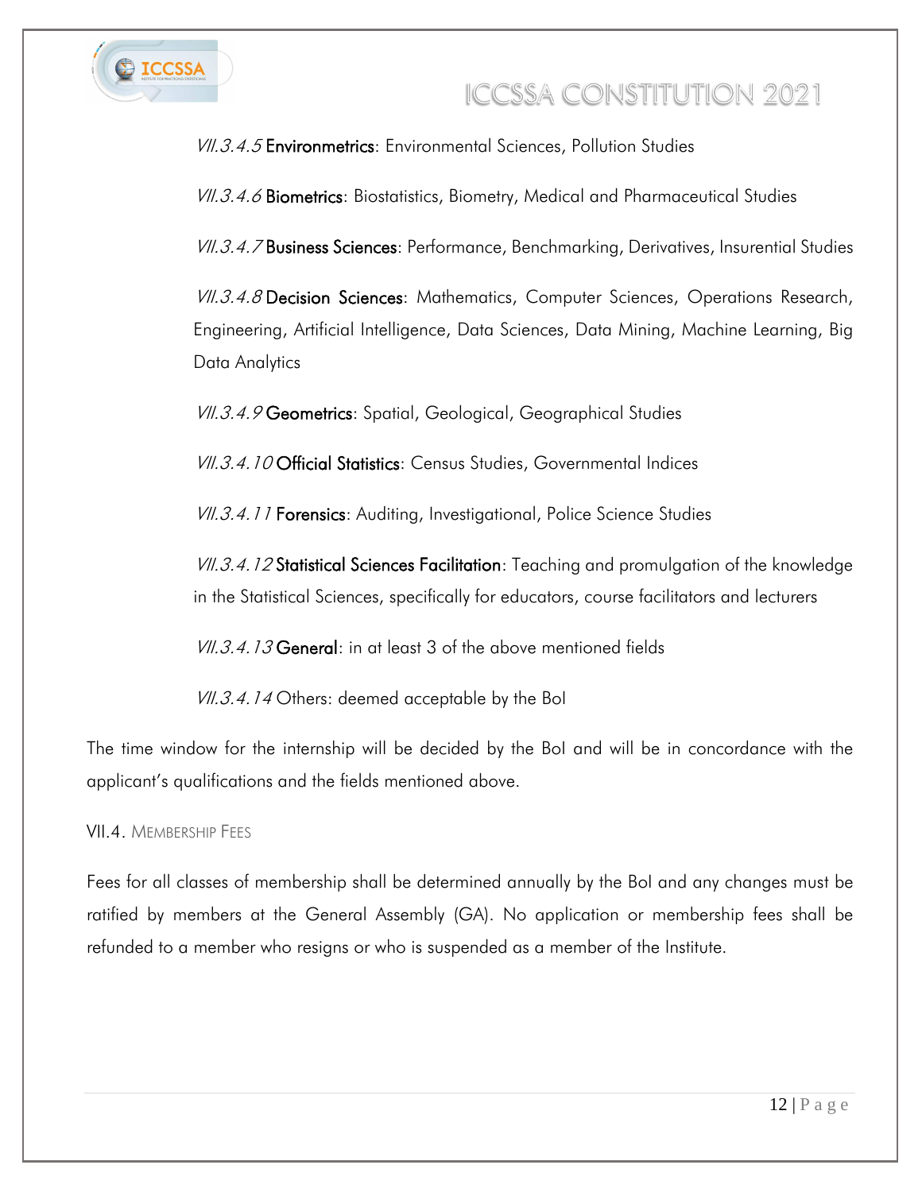*VII.3.4.5* **Environmetrics**: Environmental Sciences, Pollution Studies

*VII.3.4.6* **Biometrics**: Biostatistics, Biometry, Medical and Pharmaceutical Studies

*VII.3.4.7* **Business Sciences**: Performance, Benchmarking, Derivatives, Insurential Studies

*VII.3.4.8* **Decision Sciences**: Mathematics, Computer Sciences, Operations Research, Engineering, Artificial Intelligence, Data Sciences, Data Mining, Machine Learning, Big Data Analytics

*VII.3.4.9* **Geometrics**: Spatial, Geological, Geographical Studies

*VII.3.4.10* **Official Statistics**: Census Studies, Governmental Indices

*VII.3.4.11* **Forensics**: Auditing, Investigational, Police Science Studies

*VII.3.4.12* **Statistical Sciences Facilitation**: Teaching and promulgation of the knowledge in the Statistical Sciences, specifically for educators, course facilitators and lecturers

*VII.3.4.13* **General**: in at least 3 of the above mentioned fields

*VII.3.4.14* Others: deemed acceptable by the BoI

The time window for the internship will be decided by the BoI and will be in concordance with the applicant's qualifications and the fields mentioned above.

### VII.4. Membership Fees

Fees for all classes of membership shall be determined annually by the BoI and any changes must be ratified by members at the General Assembly (GA). No application or membership fees shall be refunded to a member who resigns or who is suspended as a member of the Institute.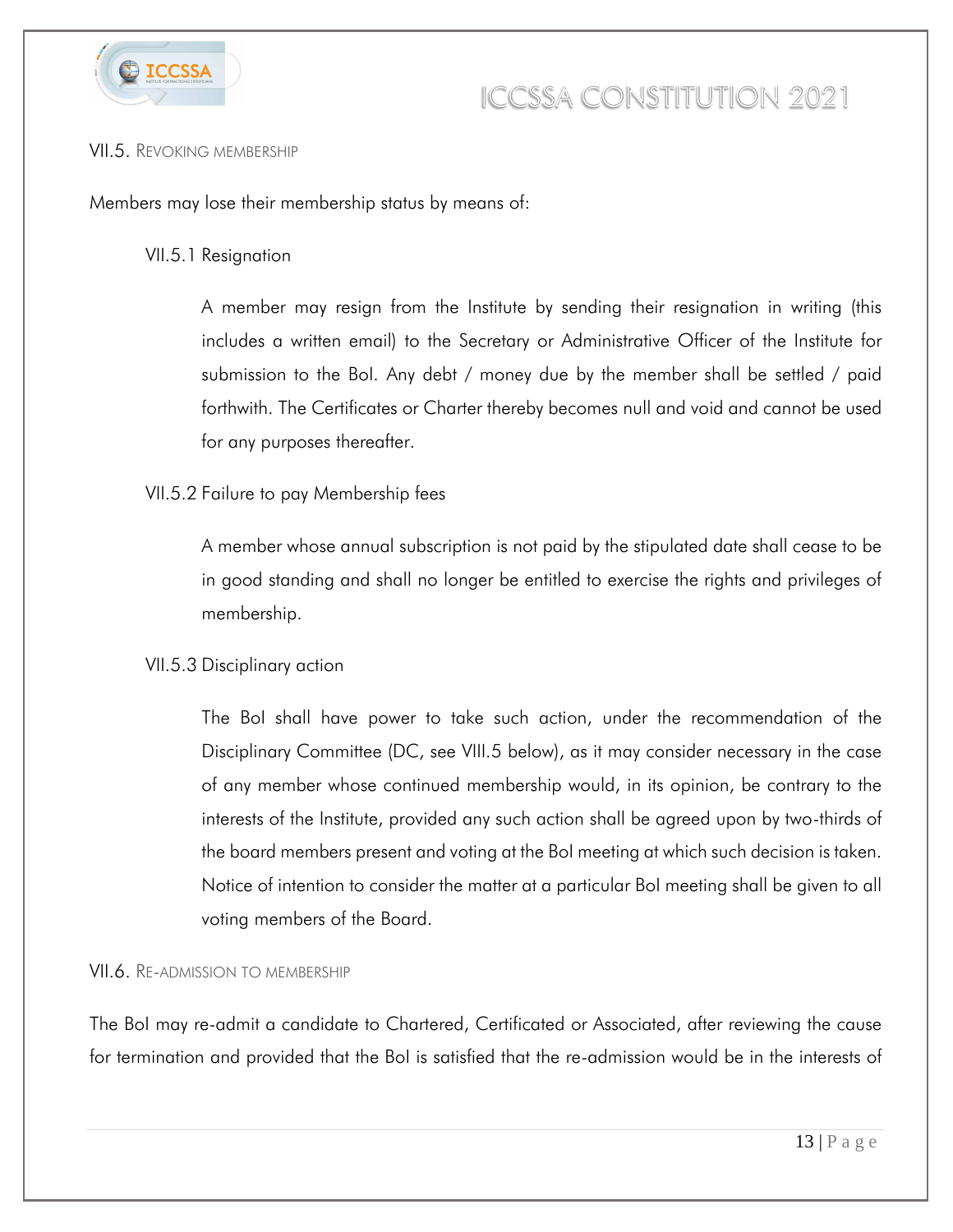### VII.5. Revoking membership

Members may lose their membership status by means of:

#### VII.5.1 Resignation

A member may resign from the Institute by sending their resignation in writing (this includes a written email) to the Secretary or Administrative Officer of the Institute for submission to the BoI. Any debt / money due by the member shall be settled / paid forthwith. The Certificates or Charter thereby becomes null and void and cannot be used for any purposes thereafter.

#### VII.5.2 Failure to pay Membership fees

A member whose annual subscription is not paid by the stipulated date shall cease to be in good standing and shall no longer be entitled to exercise the rights and privileges of membership.

#### VII.5.3 Disciplinary action

The BoI shall have power to take such action, under the recommendation of the Disciplinary Committee (DC, see VIII.5 below), as it may consider necessary in the case of any member whose continued membership would, in its opinion, be contrary to the interests of the Institute, provided any such action shall be agreed upon by two-thirds of the board members present and voting at the BoI meeting at which such decision is taken. Notice of intention to consider the matter at a particular BoI meeting shall be given to all voting members of the Board.

### VII.6. Re-admission to membership

The BoI may re-admit a candidate to Chartered, Certificated or Associated, after reviewing the cause for termination and provided that the BoI is satisfied that the re-admission would be in the interests of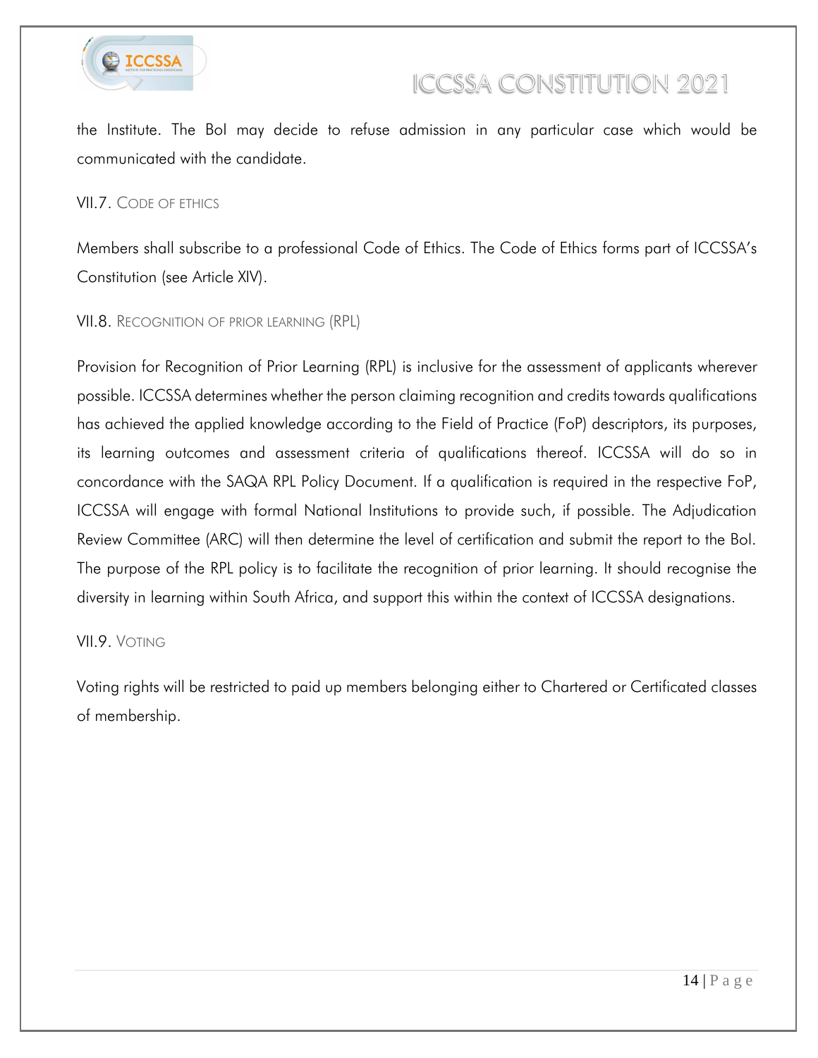the Institute. The BoI may decide to refuse admission in any particular case which would be communicated with the candidate.

### VII.7. Code of Ethics

Members shall subscribe to a professional Code of Ethics. The Code of Ethics forms part of ICCSSA's Constitution (see Article XIV).

### VII.8. Recognition of Prior Learning (RPL)

Provision for Recognition of Prior Learning (RPL) is inclusive for the assessment of applicants wherever possible. ICCSSA determines whether the person claiming recognition and credits towards qualifications has achieved the applied knowledge according to the Field of Practice (FoP) descriptors, its purposes, its learning outcomes and assessment criteria of qualifications thereof. ICCSSA will do so in concordance with the SAQA RPL Policy Document. If a qualification is required in the respective FoP, ICCSSA will engage with formal National Institutions to provide such, if possible. The Adjudication Review Committee (ARC) will then determine the level of certification and submit the report to the BoI. The purpose of the RPL policy is to facilitate the recognition of prior learning. It should recognise the diversity in learning within South Africa, and support this within the context of ICCSSA designations.

### VII.9. Voting

Voting rights will be restricted to paid up members belonging either to Chartered or Certificated classes of membership.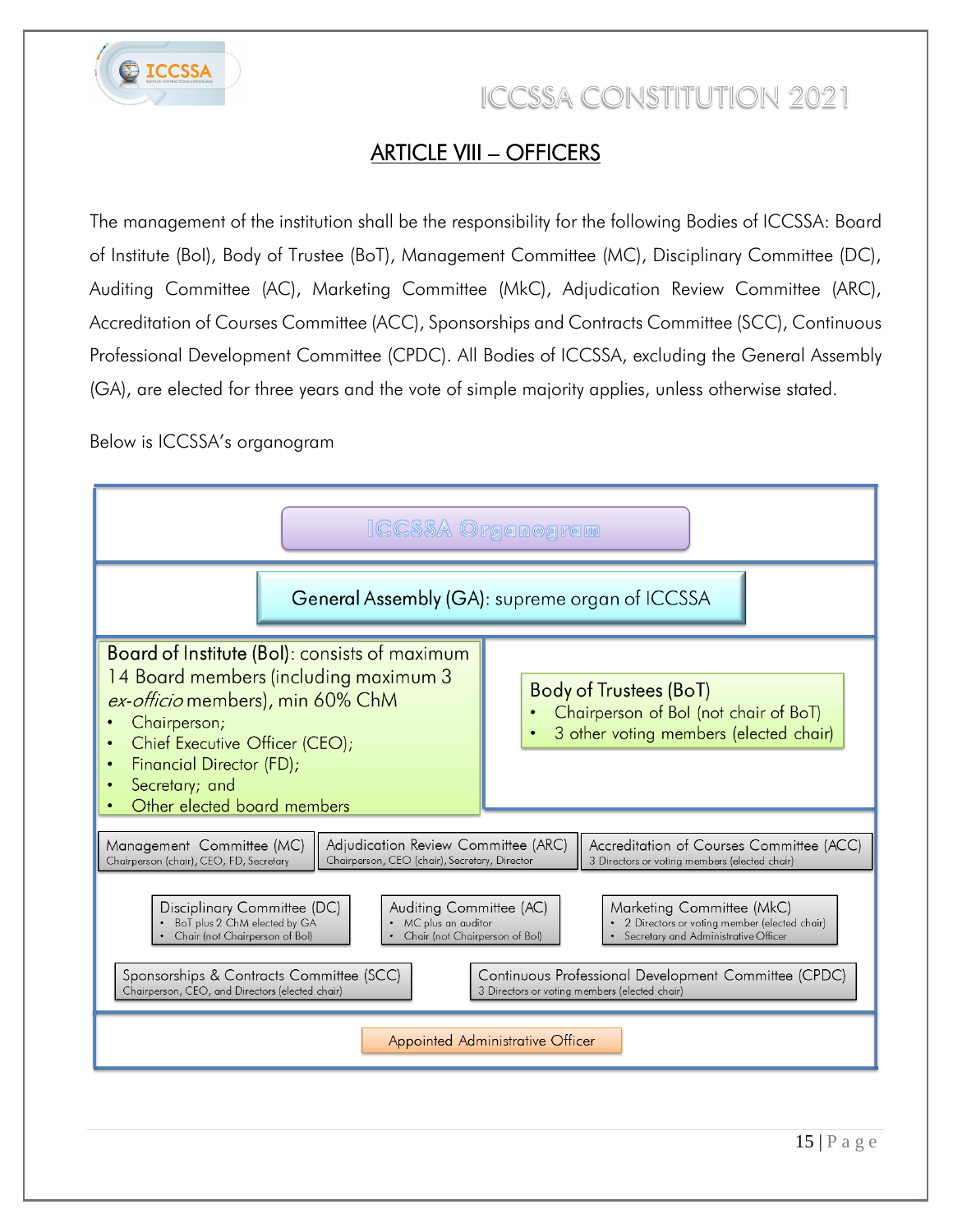## ARTICLE VIII – OFFICERS

The management of the institution shall be the responsibility for the following Bodies of ICCSSA: Board of Institute (BoI), Body of Trustee (BoT), Management Committee (MC), Disciplinary Committee (DC), Auditing Committee (AC), Marketing Committee (MkC), Adjudication Review Committee (ARC), Accreditation of Courses Committee (ACC), Sponsorships and Contracts Committee (SCC), Continuous Professional Development Committee (CPDC). All Bodies of ICCSSA, excluding the General Assembly (GA), are elected for three years and the vote of simple majority applies, unless otherwise stated.

Below is ICCSSA's organogram

**ICCSSA Organogram**

**General Assembly (GA)**: supreme organ of ICCSSA

**Board of Institute (BoI)**: consists of maximum 14 Board members (including maximum 3 *ex-officio* members), min 60% ChM

- Chairperson;
- Chief Executive Officer (CEO);
- Financial Director (FD);
- Secretary; and
- Other elected board members

**Body of Trustees (BoT)**

- Chairperson of BoI (not chair of BoT)
- 3 other voting members (elected chair)

**Management Committee (MC)**
Chairperson (chair), CEO, FD, Secretary

**Adjudication Review Committee (ARC)**
Chairperson, CEO (chair), Secretary, Director

**Accreditation of Courses Committee (ACC)**
3 Directors or voting members (elected chair)

**Disciplinary Committee (DC)**

- BoT plus 2 ChM elected by GA
- Chair (not Chairperson of BoI)

**Auditing Committee (AC)**

- MC plus an auditor
- Chair (not Chairperson of BoI)

**Marketing Committee (MkC)**

- 2 Directors or voting member (elected chair)
- Secretary and Administrative Officer

**Sponsorships & Contracts Committee (SCC)**
Chairperson, CEO, and Directors (elected chair)

**Continuous Professional Development Committee (CPDC)**
3 Directors or voting members (elected chair)

**Appointed Administrative Officer**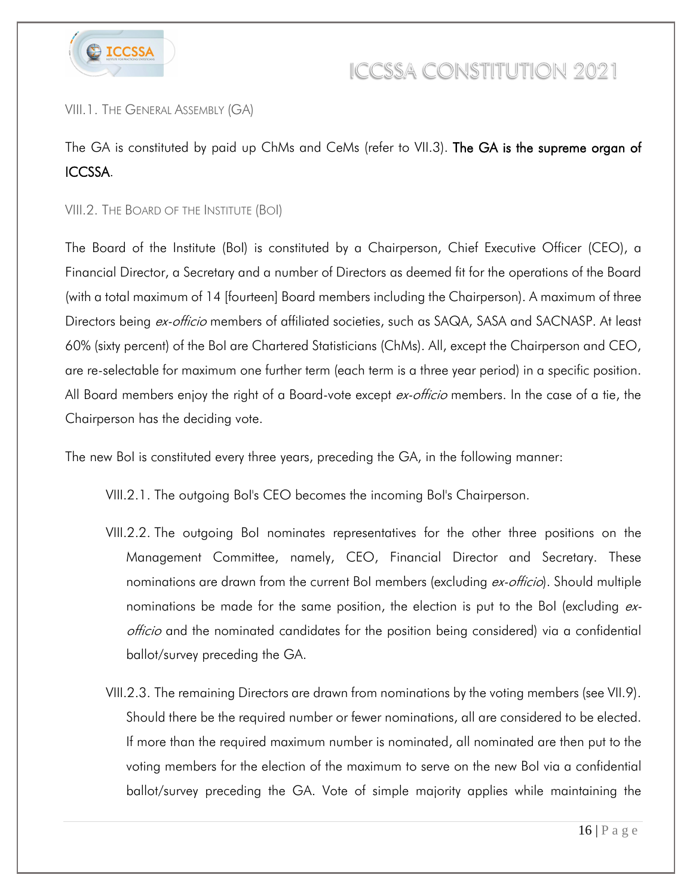### VIII.1. The General Assembly (GA)

The GA is constituted by paid up ChMs and CeMs (refer to VII.3). **The GA is the supreme organ of ICCSSA**.

### VIII.2. The Board of the Institute (BoI)

The Board of the Institute (BoI) is constituted by a Chairperson, Chief Executive Officer (CEO), a Financial Director, a Secretary and a number of Directors as deemed fit for the operations of the Board (with a total maximum of 14 [fourteen] Board members including the Chairperson). A maximum of three Directors being *ex-officio* members of affiliated societies, such as SAQA, SASA and SACNASP. At least 60% (sixty percent) of the BoI are Chartered Statisticians (ChMs). All, except the Chairperson and CEO, are re-selectable for maximum one further term (each term is a three year period) in a specific position. All Board members enjoy the right of a Board-vote except *ex-officio* members. In the case of a tie, the Chairperson has the deciding vote.

The new BoI is constituted every three years, preceding the GA, in the following manner:

VIII.2.1. The outgoing BoI's CEO becomes the incoming BoI's Chairperson.

VIII.2.2. The outgoing BoI nominates representatives for the other three positions on the Management Committee, namely, CEO, Financial Director and Secretary. These nominations are drawn from the current BoI members (excluding *ex-officio*). Should multiple nominations be made for the same position, the election is put to the BoI (excluding *ex-officio* and the nominated candidates for the position being considered) via a confidential ballot/survey preceding the GA.

VIII.2.3. The remaining Directors are drawn from nominations by the voting members (see VII.9). Should there be the required number or fewer nominations, all are considered to be elected. If more than the required maximum number is nominated, all nominated are then put to the voting members for the election of the maximum to serve on the new BoI via a confidential ballot/survey preceding the GA. Vote of simple majority applies while maintaining the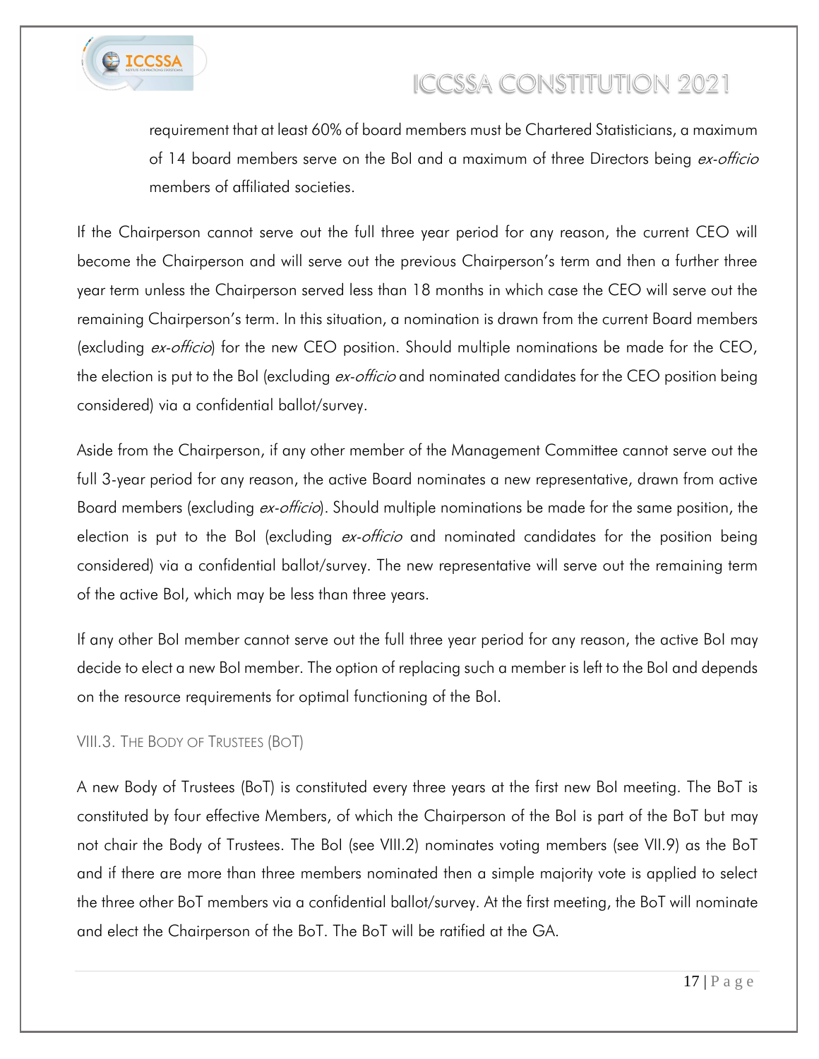requirement that at least 60% of board members must be Chartered Statisticians, a maximum of 14 board members serve on the BoI and a maximum of three Directors being *ex-officio* members of affiliated societies.

If the Chairperson cannot serve out the full three year period for any reason, the current CEO will become the Chairperson and will serve out the previous Chairperson's term and then a further three year term unless the Chairperson served less than 18 months in which case the CEO will serve out the remaining Chairperson's term. In this situation, a nomination is drawn from the current Board members (excluding *ex-officio*) for the new CEO position. Should multiple nominations be made for the CEO, the election is put to the BoI (excluding *ex-officio* and nominated candidates for the CEO position being considered) via a confidential ballot/survey.

Aside from the Chairperson, if any other member of the Management Committee cannot serve out the full 3-year period for any reason, the active Board nominates a new representative, drawn from active Board members (excluding *ex-officio*). Should multiple nominations be made for the same position, the election is put to the BoI (excluding *ex-officio* and nominated candidates for the position being considered) via a confidential ballot/survey. The new representative will serve out the remaining term of the active BoI, which may be less than three years.

If any other BoI member cannot serve out the full three year period for any reason, the active BoI may decide to elect a new BoI member. The option of replacing such a member is left to the BoI and depends on the resource requirements for optimal functioning of the BoI.

### VIII.3. The Body of Trustees (BoT)

A new Body of Trustees (BoT) is constituted every three years at the first new BoI meeting. The BoT is constituted by four effective Members, of which the Chairperson of the BoI is part of the BoT but may not chair the Body of Trustees. The BoI (see VIII.2) nominates voting members (see VII.9) as the BoT and if there are more than three members nominated then a simple majority vote is applied to select the three other BoT members via a confidential ballot/survey. At the first meeting, the BoT will nominate and elect the Chairperson of the BoT. The BoT will be ratified at the GA.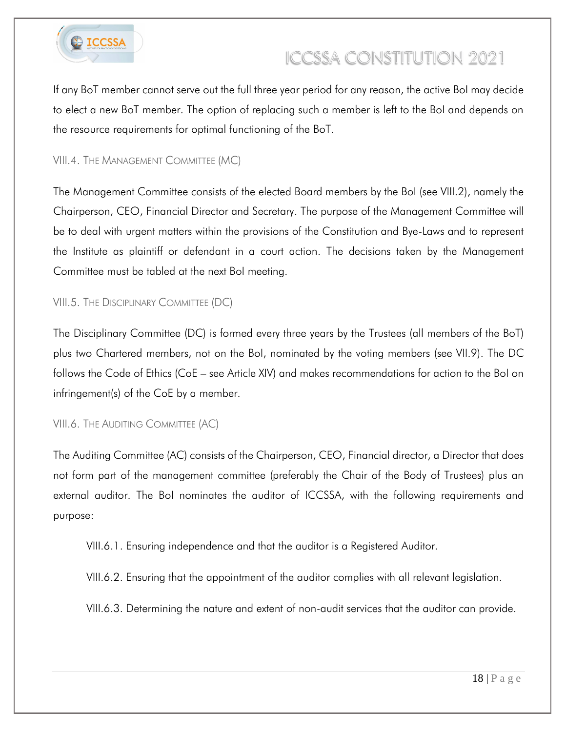If any BoT member cannot serve out the full three year period for any reason, the active BoI may decide to elect a new BoT member. The option of replacing such a member is left to the BoI and depends on the resource requirements for optimal functioning of the BoT.

### VIII.4. The Management Committee (MC)

The Management Committee consists of the elected Board members by the BoI (see VIII.2), namely the Chairperson, CEO, Financial Director and Secretary. The purpose of the Management Committee will be to deal with urgent matters within the provisions of the Constitution and Bye-Laws and to represent the Institute as plaintiff or defendant in a court action. The decisions taken by the Management Committee must be tabled at the next BoI meeting.

### VIII.5. The Disciplinary Committee (DC)

The Disciplinary Committee (DC) is formed every three years by the Trustees (all members of the BoT) plus two Chartered members, not on the BoI, nominated by the voting members (see VII.9). The DC follows the Code of Ethics (CoE – see Article XIV) and makes recommendations for action to the BoI on infringement(s) of the CoE by a member.

### VIII.6. The Auditing Committee (AC)

The Auditing Committee (AC) consists of the Chairperson, CEO, Financial director, a Director that does not form part of the management committee (preferably the Chair of the Body of Trustees) plus an external auditor. The BoI nominates the auditor of ICCSSA, with the following requirements and purpose:

VIII.6.1. Ensuring independence and that the auditor is a Registered Auditor.

VIII.6.2. Ensuring that the appointment of the auditor complies with all relevant legislation.

VIII.6.3. Determining the nature and extent of non-audit services that the auditor can provide.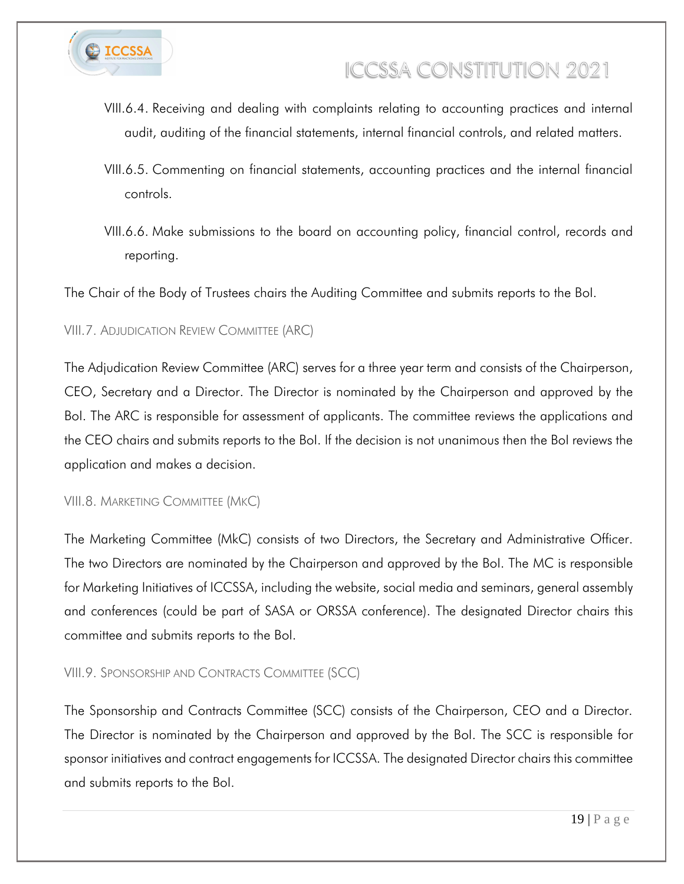VIII.6.4. Receiving and dealing with complaints relating to accounting practices and internal audit, auditing of the financial statements, internal financial controls, and related matters.

VIII.6.5. Commenting on financial statements, accounting practices and the internal financial controls.

VIII.6.6. Make submissions to the board on accounting policy, financial control, records and reporting.

The Chair of the Body of Trustees chairs the Auditing Committee and submits reports to the BoI.

### VIII.7. Adjudication Review Committee (ARC)

The Adjudication Review Committee (ARC) serves for a three year term and consists of the Chairperson, CEO, Secretary and a Director. The Director is nominated by the Chairperson and approved by the BoI. The ARC is responsible for assessment of applicants. The committee reviews the applications and the CEO chairs and submits reports to the BoI. If the decision is not unanimous then the BoI reviews the application and makes a decision.

### VIII.8. Marketing Committee (MkC)

The Marketing Committee (MkC) consists of two Directors, the Secretary and Administrative Officer. The two Directors are nominated by the Chairperson and approved by the BoI. The MC is responsible for Marketing Initiatives of ICCSSA, including the website, social media and seminars, general assembly and conferences (could be part of SASA or ORSSA conference). The designated Director chairs this committee and submits reports to the BoI.

### VIII.9. Sponsorship and Contracts Committee (SCC)

The Sponsorship and Contracts Committee (SCC) consists of the Chairperson, CEO and a Director. The Director is nominated by the Chairperson and approved by the BoI. The SCC is responsible for sponsor initiatives and contract engagements for ICCSSA. The designated Director chairs this committee and submits reports to the BoI.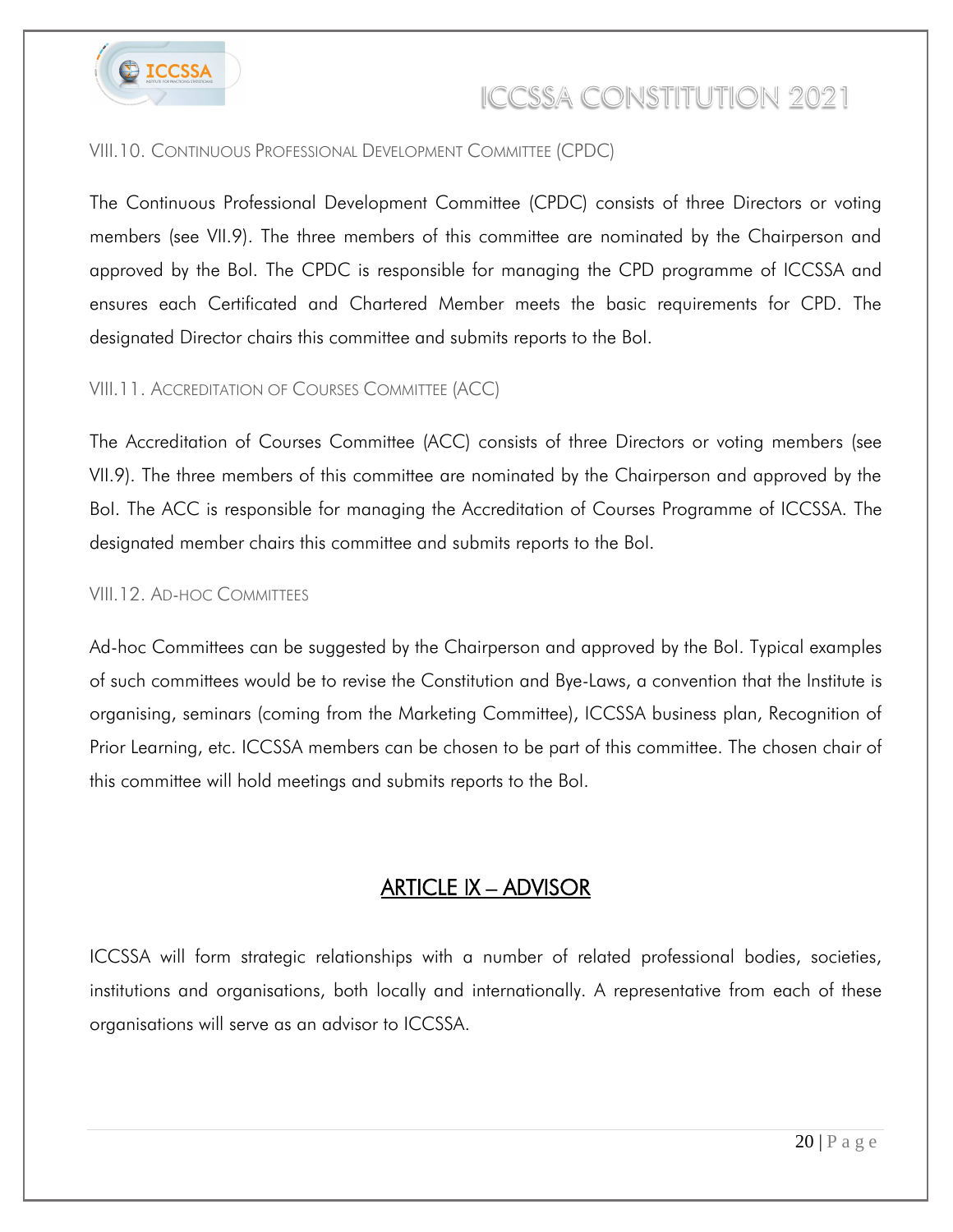### VIII.10. Continuous Professional Development Committee (CPDC)

The Continuous Professional Development Committee (CPDC) consists of three Directors or voting members (see VII.9). The three members of this committee are nominated by the Chairperson and approved by the BoI. The CPDC is responsible for managing the CPD programme of ICCSSA and ensures each Certificated and Chartered Member meets the basic requirements for CPD. The designated Director chairs this committee and submits reports to the BoI.

### VIII.11. Accreditation of Courses Committee (ACC)

The Accreditation of Courses Committee (ACC) consists of three Directors or voting members (see VII.9). The three members of this committee are nominated by the Chairperson and approved by the BoI. The ACC is responsible for managing the Accreditation of Courses Programme of ICCSSA. The designated member chairs this committee and submits reports to the BoI.

### VIII.12. Ad-hoc Committees

Ad-hoc Committees can be suggested by the Chairperson and approved by the BoI. Typical examples of such committees would be to revise the Constitution and Bye-Laws, a convention that the Institute is organising, seminars (coming from the Marketing Committee), ICCSSA business plan, Recognition of Prior Learning, etc. ICCSSA members can be chosen to be part of this committee. The chosen chair of this committee will hold meetings and submits reports to the BoI.

## ARTICLE IX – ADVISOR

ICCSSA will form strategic relationships with a number of related professional bodies, societies, institutions and organisations, both locally and internationally. A representative from each of these organisations will serve as an advisor to ICCSSA.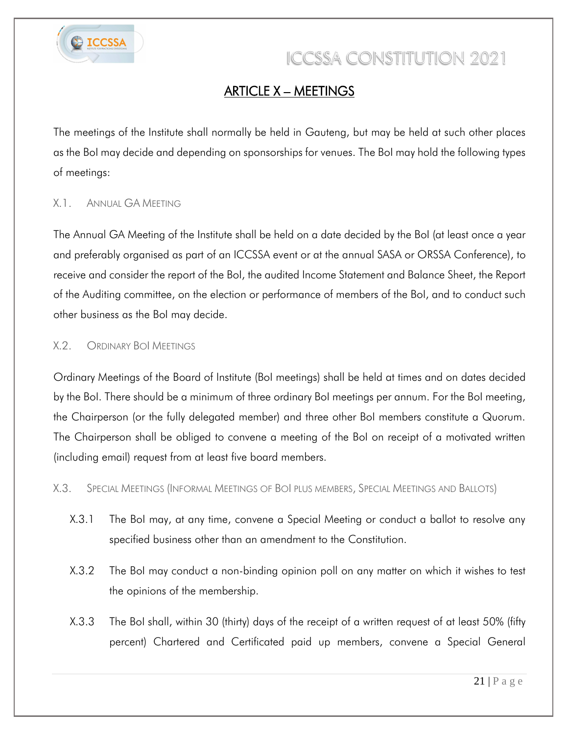## ARTICLE X – MEETINGS

The meetings of the Institute shall normally be held in Gauteng, but may be held at such other places as the BoI may decide and depending on sponsorships for venues. The BoI may hold the following types of meetings:

### X.1. ANNUAL GA MEETING

The Annual GA Meeting of the Institute shall be held on a date decided by the BoI (at least once a year and preferably organised as part of an ICCSSA event or at the annual SASA or ORSSA Conference), to receive and consider the report of the BoI, the audited Income Statement and Balance Sheet, the Report of the Auditing committee, on the election or performance of members of the BoI, and to conduct such other business as the BoI may decide.

### X.2. ORDINARY BOI MEETINGS

Ordinary Meetings of the Board of Institute (BoI meetings) shall be held at times and on dates decided by the BoI. There should be a minimum of three ordinary BoI meetings per annum. For the BoI meeting, the Chairperson (or the fully delegated member) and three other BoI members constitute a Quorum. The Chairperson shall be obliged to convene a meeting of the BoI on receipt of a motivated written (including email) request from at least five board members.

### X.3. SPECIAL MEETINGS (INFORMAL MEETINGS OF BOI PLUS MEMBERS, SPECIAL MEETINGS AND BALLOTS)

X.3.1 The BoI may, at any time, convene a Special Meeting or conduct a ballot to resolve any specified business other than an amendment to the Constitution.

X.3.2 The BoI may conduct a non-binding opinion poll on any matter on which it wishes to test the opinions of the membership.

X.3.3 The BoI shall, within 30 (thirty) days of the receipt of a written request of at least 50% (fifty percent) Chartered and Certificated paid up members, convene a Special General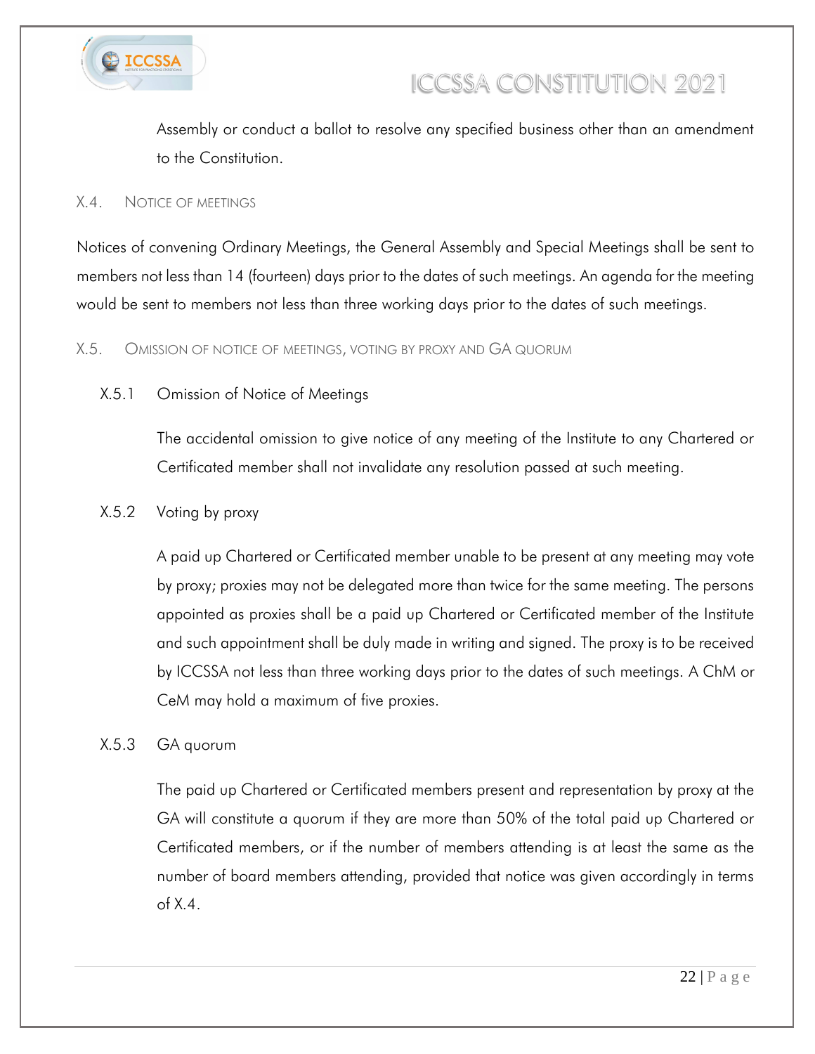Assembly or conduct a ballot to resolve any specified business other than an amendment to the Constitution.

### X.4. NOTICE OF MEETINGS

Notices of convening Ordinary Meetings, the General Assembly and Special Meetings shall be sent to members not less than 14 (fourteen) days prior to the dates of such meetings. An agenda for the meeting would be sent to members not less than three working days prior to the dates of such meetings.

### X.5. OMISSION OF NOTICE OF MEETINGS, VOTING BY PROXY AND GA QUORUM

#### X.5.1 Omission of Notice of Meetings

The accidental omission to give notice of any meeting of the Institute to any Chartered or Certificated member shall not invalidate any resolution passed at such meeting.

#### X.5.2 Voting by proxy

A paid up Chartered or Certificated member unable to be present at any meeting may vote by proxy; proxies may not be delegated more than twice for the same meeting. The persons appointed as proxies shall be a paid up Chartered or Certificated member of the Institute and such appointment shall be duly made in writing and signed. The proxy is to be received by ICCSSA not less than three working days prior to the dates of such meetings. A ChM or CeM may hold a maximum of five proxies.

#### X.5.3 GA quorum

The paid up Chartered or Certificated members present and representation by proxy at the GA will constitute a quorum if they are more than 50% of the total paid up Chartered or Certificated members, or if the number of members attending is at least the same as the number of board members attending, provided that notice was given accordingly in terms of X.4.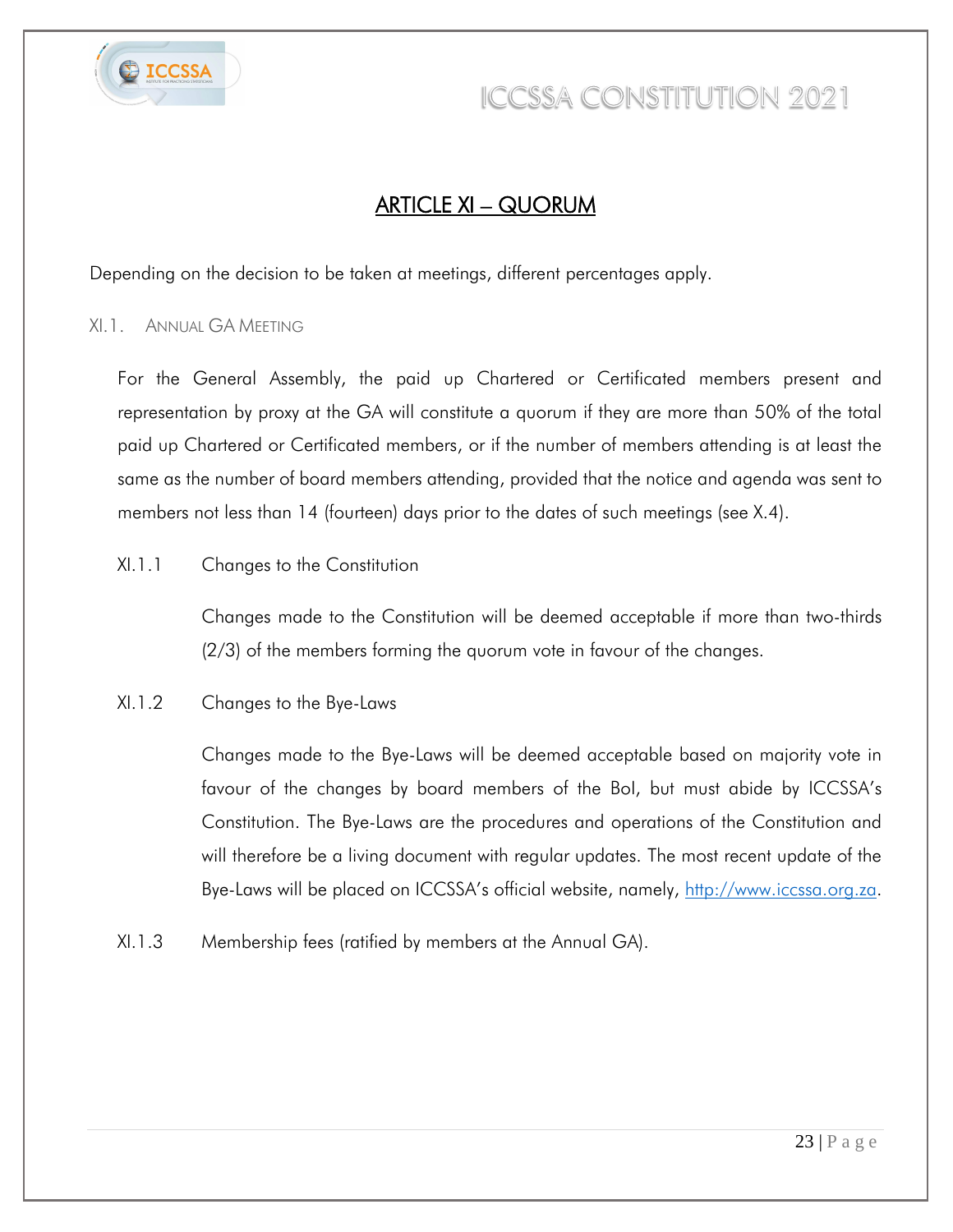## ARTICLE XI – QUORUM

Depending on the decision to be taken at meetings, different percentages apply.

### XI.1. Annual GA Meeting

For the General Assembly, the paid up Chartered or Certificated members present and representation by proxy at the GA will constitute a quorum if they are more than 50% of the total paid up Chartered or Certificated members, or if the number of members attending is at least the same as the number of board members attending, provided that the notice and agenda was sent to members not less than 14 (fourteen) days prior to the dates of such meetings (see X.4).

XI.1.1 Changes to the Constitution

Changes made to the Constitution will be deemed acceptable if more than two-thirds (2/3) of the members forming the quorum vote in favour of the changes.

XI.1.2 Changes to the Bye-Laws

Changes made to the Bye-Laws will be deemed acceptable based on majority vote in favour of the changes by board members of the BoI, but must abide by ICCSSA's Constitution. The Bye-Laws are the procedures and operations of the Constitution and will therefore be a living document with regular updates. The most recent update of the Bye-Laws will be placed on ICCSSA's official website, namely, [http://www.iccssa.org.za](http://www.iccssa.org.za).

XI.1.3 Membership fees (ratified by members at the Annual GA).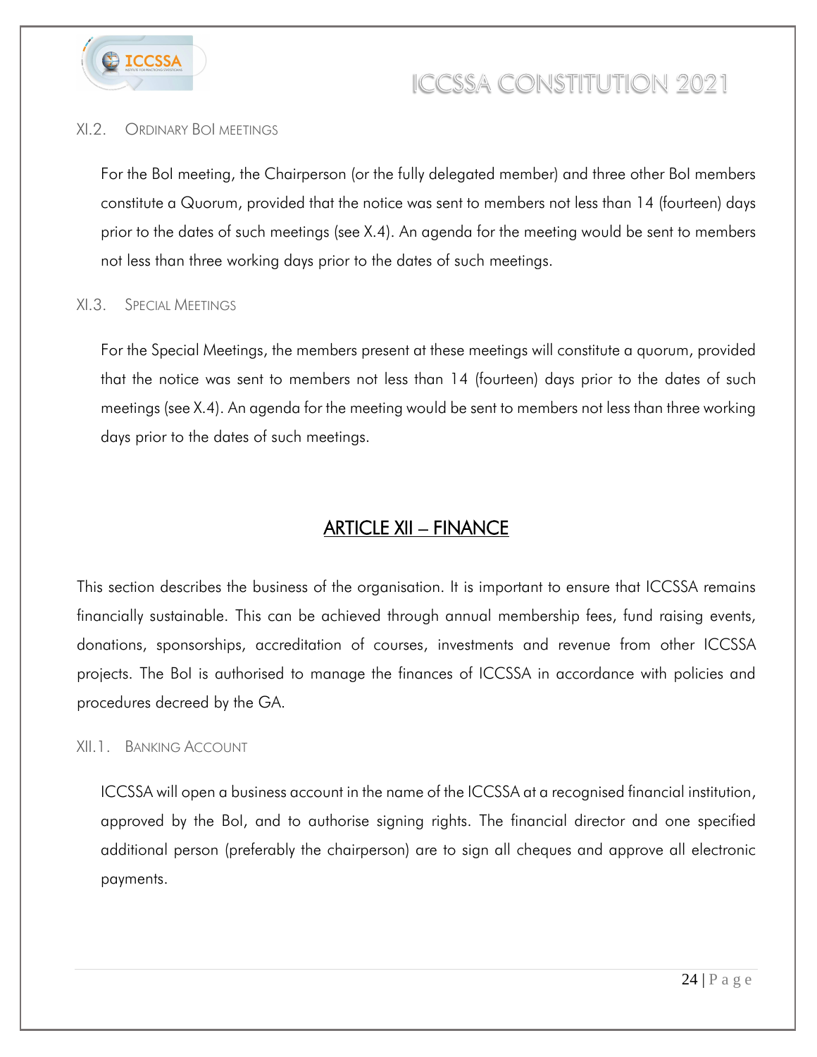### XI.2. Ordinary BoI meetings

For the BoI meeting, the Chairperson (or the fully delegated member) and three other BoI members constitute a Quorum, provided that the notice was sent to members not less than 14 (fourteen) days prior to the dates of such meetings (see X.4). An agenda for the meeting would be sent to members not less than three working days prior to the dates of such meetings.

### XI.3. Special Meetings

For the Special Meetings, the members present at these meetings will constitute a quorum, provided that the notice was sent to members not less than 14 (fourteen) days prior to the dates of such meetings (see X.4). An agenda for the meeting would be sent to members not less than three working days prior to the dates of such meetings.

## ARTICLE XII – FINANCE

This section describes the business of the organisation. It is important to ensure that ICCSSA remains financially sustainable. This can be achieved through annual membership fees, fund raising events, donations, sponsorships, accreditation of courses, investments and revenue from other ICCSSA projects. The BoI is authorised to manage the finances of ICCSSA in accordance with policies and procedures decreed by the GA.

### XII.1. Banking Account

ICCSSA will open a business account in the name of the ICCSSA at a recognised financial institution, approved by the BoI, and to authorise signing rights. The financial director and one specified additional person (preferably the chairperson) are to sign all cheques and approve all electronic payments.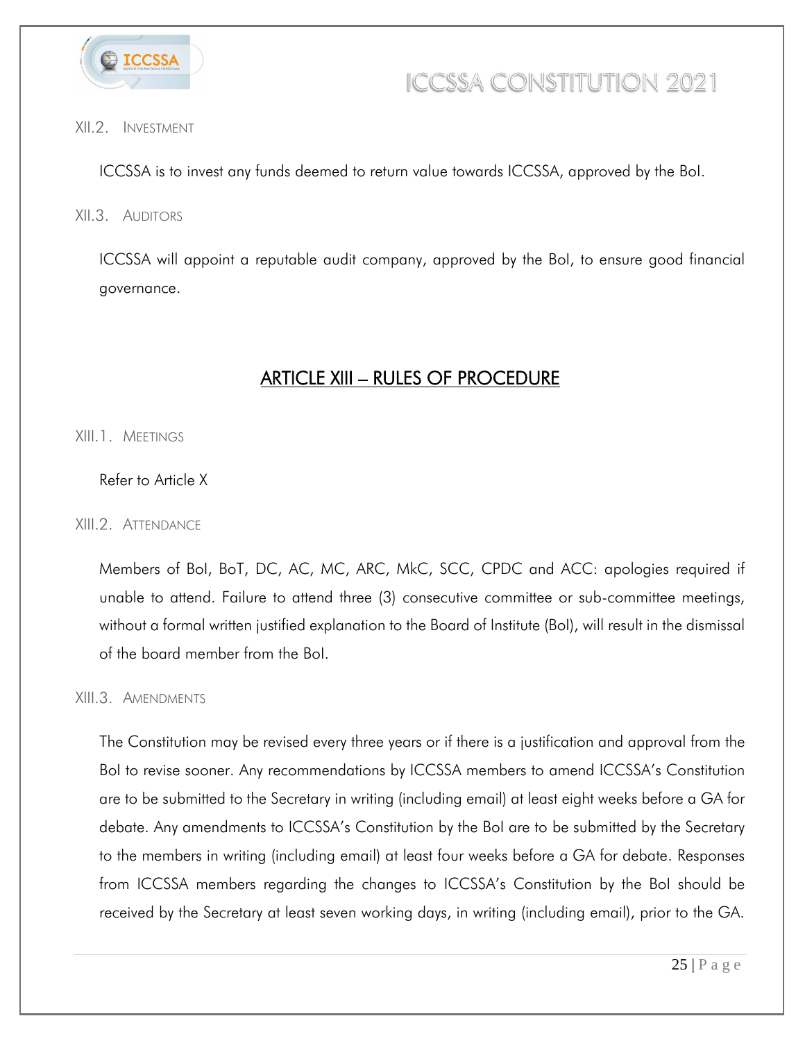### XII.2. Investment

ICCSSA is to invest any funds deemed to return value towards ICCSSA, approved by the BoI.

### XII.3. Auditors

ICCSSA will appoint a reputable audit company, approved by the BoI, to ensure good financial governance.

## ARTICLE XIII – RULES OF PROCEDURE

### XIII.1. Meetings

Refer to Article X

### XIII.2. Attendance

Members of BoI, BoT, DC, AC, MC, ARC, MkC, SCC, CPDC and ACC: apologies required if unable to attend. Failure to attend three (3) consecutive committee or sub-committee meetings, without a formal written justified explanation to the Board of Institute (BoI), will result in the dismissal of the board member from the BoI.

### XIII.3. Amendments

The Constitution may be revised every three years or if there is a justification and approval from the BoI to revise sooner. Any recommendations by ICCSSA members to amend ICCSSA's Constitution are to be submitted to the Secretary in writing (including email) at least eight weeks before a GA for debate. Any amendments to ICCSSA's Constitution by the BoI are to be submitted by the Secretary to the members in writing (including email) at least four weeks before a GA for debate. Responses from ICCSSA members regarding the changes to ICCSSA's Constitution by the BoI should be received by the Secretary at least seven working days, in writing (including email), prior to the GA.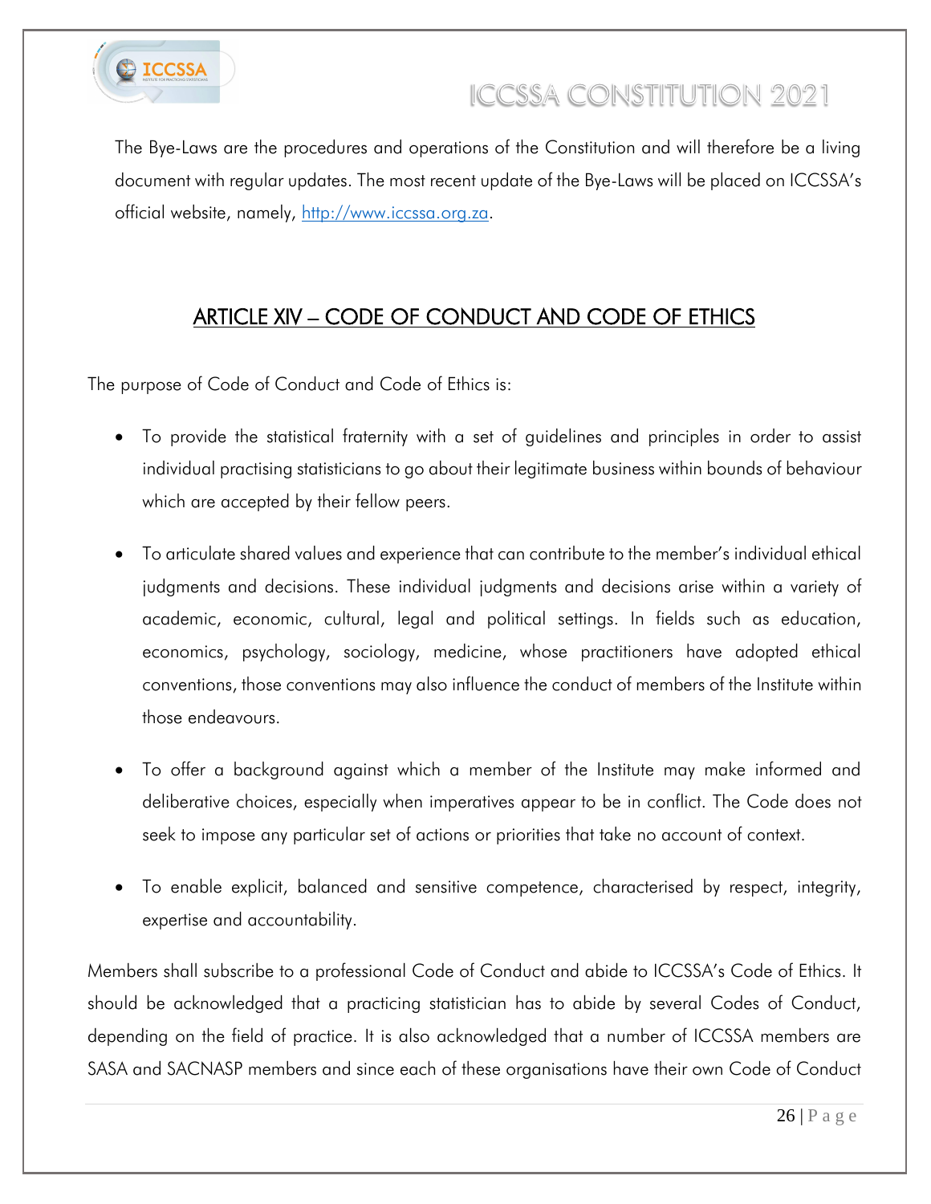The Bye-Laws are the procedures and operations of the Constitution and will therefore be a living document with regular updates. The most recent update of the Bye-Laws will be placed on ICCSSA's official website, namely, [http://www.iccssa.org.za](http://www.iccssa.org.za).

## ARTICLE XIV – CODE OF CONDUCT AND CODE OF ETHICS

The purpose of Code of Conduct and Code of Ethics is:

- To provide the statistical fraternity with a set of guidelines and principles in order to assist individual practising statisticians to go about their legitimate business within bounds of behaviour which are accepted by their fellow peers.
- To articulate shared values and experience that can contribute to the member's individual ethical judgments and decisions. These individual judgments and decisions arise within a variety of academic, economic, cultural, legal and political settings. In fields such as education, economics, psychology, sociology, medicine, whose practitioners have adopted ethical conventions, those conventions may also influence the conduct of members of the Institute within those endeavours.
- To offer a background against which a member of the Institute may make informed and deliberative choices, especially when imperatives appear to be in conflict. The Code does not seek to impose any particular set of actions or priorities that take no account of context.
- To enable explicit, balanced and sensitive competence, characterised by respect, integrity, expertise and accountability.

Members shall subscribe to a professional Code of Conduct and abide to ICCSSA's Code of Ethics. It should be acknowledged that a practicing statistician has to abide by several Codes of Conduct, depending on the field of practice. It is also acknowledged that a number of ICCSSA members are SASA and SACNASP members and since each of these organisations have their own Code of Conduct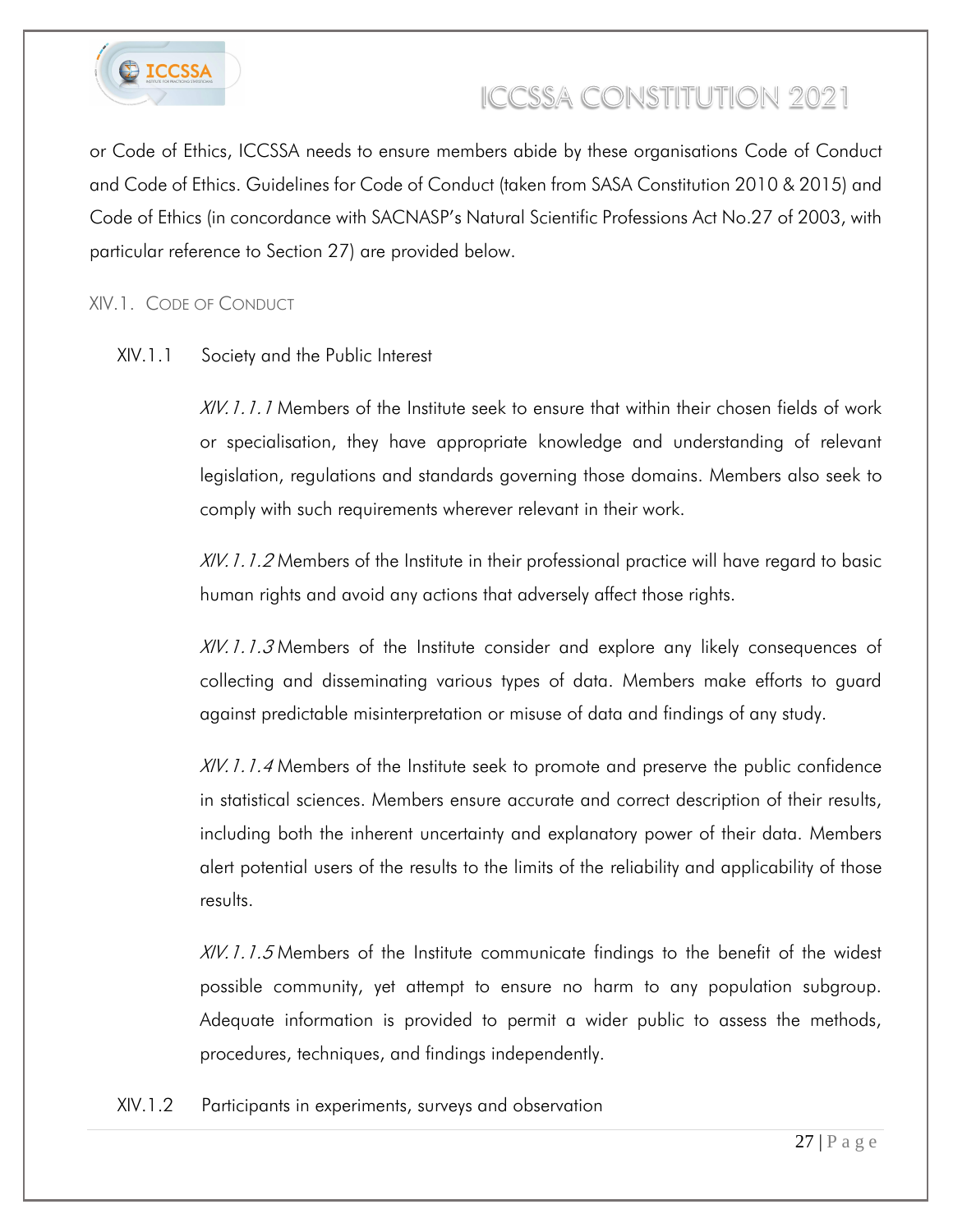or Code of Ethics, ICCSSA needs to ensure members abide by these organisations Code of Conduct and Code of Ethics. Guidelines for Code of Conduct (taken from SASA Constitution 2010 & 2015) and Code of Ethics (in concordance with SACNASP's Natural Scientific Professions Act No.27 of 2003, with particular reference to Section 27) are provided below.

## XIV.1. Code of Conduct

### XIV.1.1 Society and the Public Interest

*XIV.1.1.1* Members of the Institute seek to ensure that within their chosen fields of work or specialisation, they have appropriate knowledge and understanding of relevant legislation, regulations and standards governing those domains. Members also seek to comply with such requirements wherever relevant in their work.

*XIV.1.1.2* Members of the Institute in their professional practice will have regard to basic human rights and avoid any actions that adversely affect those rights.

*XIV.1.1.3* Members of the Institute consider and explore any likely consequences of collecting and disseminating various types of data. Members make efforts to guard against predictable misinterpretation or misuse of data and findings of any study.

*XIV.1.1.4* Members of the Institute seek to promote and preserve the public confidence in statistical sciences. Members ensure accurate and correct description of their results, including both the inherent uncertainty and explanatory power of their data. Members alert potential users of the results to the limits of the reliability and applicability of those results.

*XIV.1.1.5* Members of the Institute communicate findings to the benefit of the widest possible community, yet attempt to ensure no harm to any population subgroup. Adequate information is provided to permit a wider public to assess the methods, procedures, techniques, and findings independently.

### XIV.1.2 Participants in experiments, surveys and observation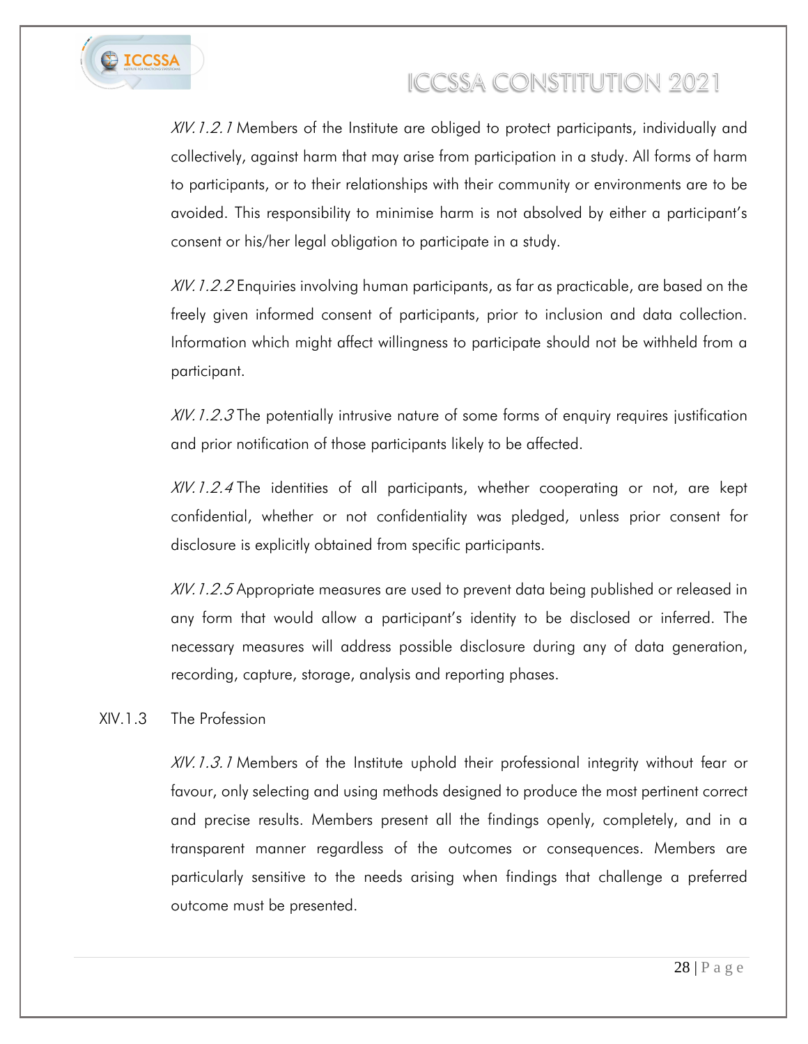*XIV.1.2.1* Members of the Institute are obliged to protect participants, individually and collectively, against harm that may arise from participation in a study. All forms of harm to participants, or to their relationships with their community or environments are to be avoided. This responsibility to minimise harm is not absolved by either a participant's consent or his/her legal obligation to participate in a study.

*XIV.1.2.2* Enquiries involving human participants, as far as practicable, are based on the freely given informed consent of participants, prior to inclusion and data collection. Information which might affect willingness to participate should not be withheld from a participant.

*XIV.1.2.3* The potentially intrusive nature of some forms of enquiry requires justification and prior notification of those participants likely to be affected.

*XIV.1.2.4* The identities of all participants, whether cooperating or not, are kept confidential, whether or not confidentiality was pledged, unless prior consent for disclosure is explicitly obtained from specific participants.

*XIV.1.2.5* Appropriate measures are used to prevent data being published or released in any form that would allow a participant's identity to be disclosed or inferred. The necessary measures will address possible disclosure during any of data generation, recording, capture, storage, analysis and reporting phases.

XIV.1.3 The Profession

*XIV.1.3.1* Members of the Institute uphold their professional integrity without fear or favour, only selecting and using methods designed to produce the most pertinent correct and precise results. Members present all the findings openly, completely, and in a transparent manner regardless of the outcomes or consequences. Members are particularly sensitive to the needs arising when findings that challenge a preferred outcome must be presented.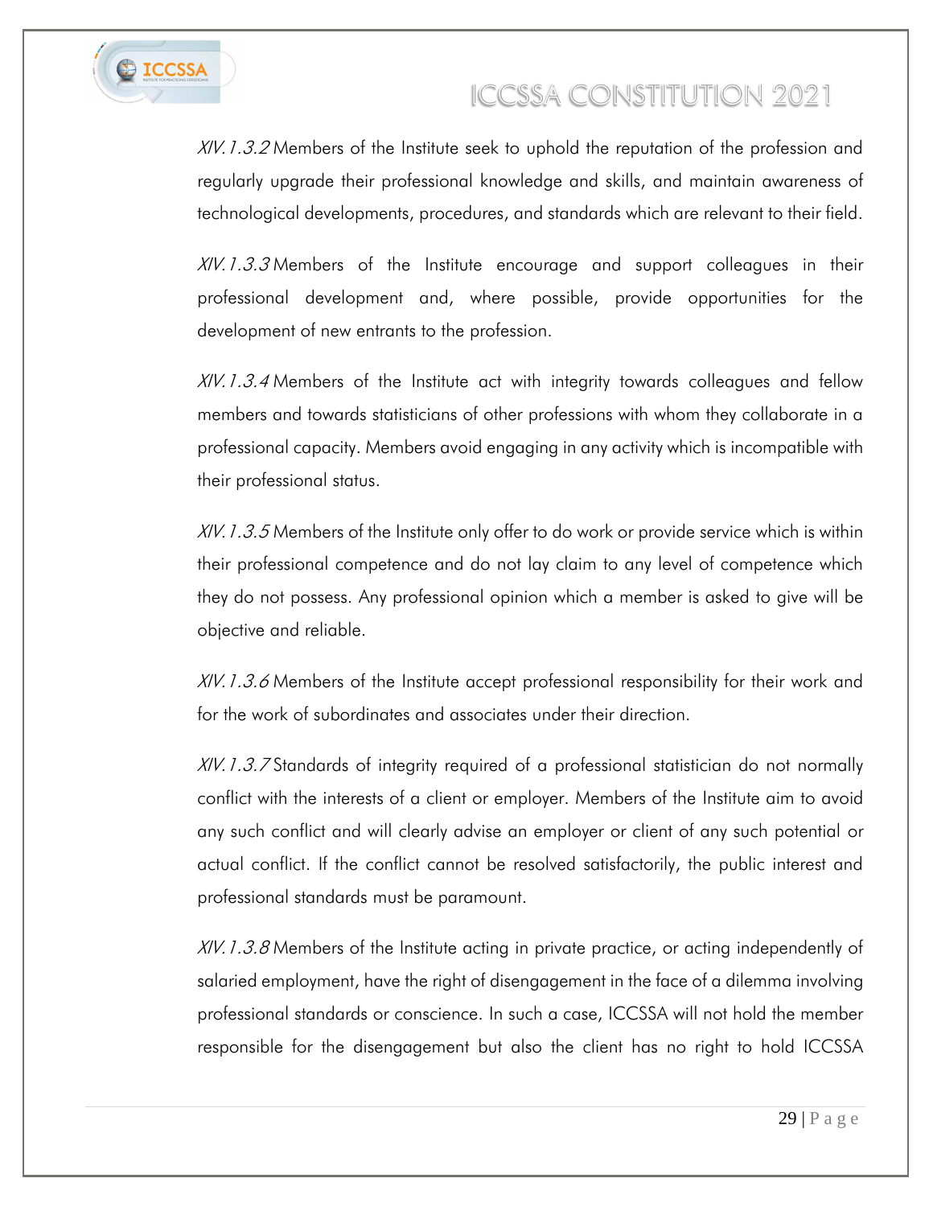*XIV.1.3.2* Members of the Institute seek to uphold the reputation of the profession and regularly upgrade their professional knowledge and skills, and maintain awareness of technological developments, procedures, and standards which are relevant to their field.

*XIV.1.3.3* Members of the Institute encourage and support colleagues in their professional development and, where possible, provide opportunities for the development of new entrants to the profession.

*XIV.1.3.4* Members of the Institute act with integrity towards colleagues and fellow members and towards statisticians of other professions with whom they collaborate in a professional capacity. Members avoid engaging in any activity which is incompatible with their professional status.

*XIV.1.3.5* Members of the Institute only offer to do work or provide service which is within their professional competence and do not lay claim to any level of competence which they do not possess. Any professional opinion which a member is asked to give will be objective and reliable.

*XIV.1.3.6* Members of the Institute accept professional responsibility for their work and for the work of subordinates and associates under their direction.

*XIV.1.3.7* Standards of integrity required of a professional statistician do not normally conflict with the interests of a client or employer. Members of the Institute aim to avoid any such conflict and will clearly advise an employer or client of any such potential or actual conflict. If the conflict cannot be resolved satisfactorily, the public interest and professional standards must be paramount.

*XIV.1.3.8* Members of the Institute acting in private practice, or acting independently of salaried employment, have the right of disengagement in the face of a dilemma involving professional standards or conscience. In such a case, ICCSSA will not hold the member responsible for the disengagement but also the client has no right to hold ICCSSA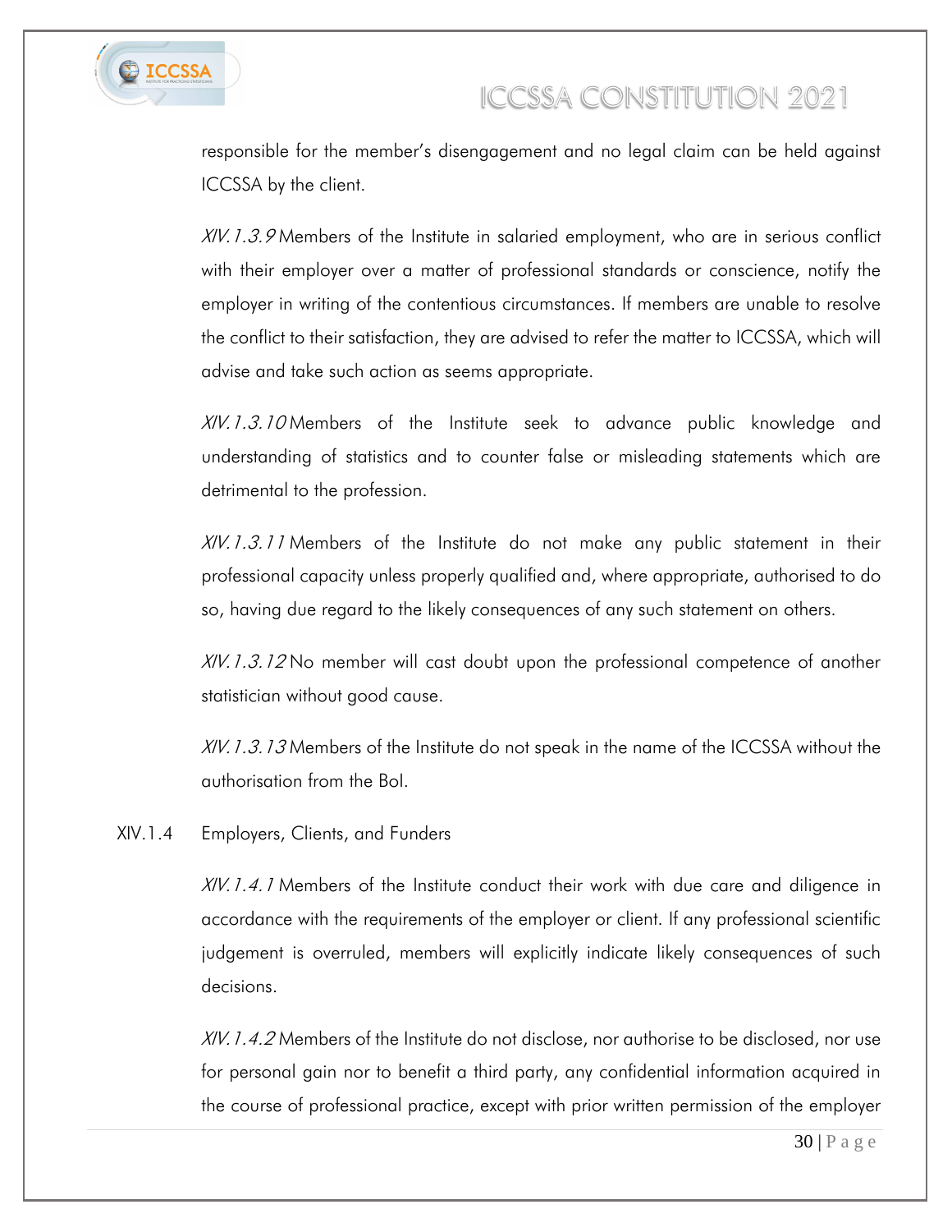responsible for the member's disengagement and no legal claim can be held against ICCSSA by the client.

*XIV.1.3.9* Members of the Institute in salaried employment, who are in serious conflict with their employer over a matter of professional standards or conscience, notify the employer in writing of the contentious circumstances. If members are unable to resolve the conflict to their satisfaction, they are advised to refer the matter to ICCSSA, which will advise and take such action as seems appropriate.

*XIV.1.3.10* Members of the Institute seek to advance public knowledge and understanding of statistics and to counter false or misleading statements which are detrimental to the profession.

*XIV.1.3.11* Members of the Institute do not make any public statement in their professional capacity unless properly qualified and, where appropriate, authorised to do so, having due regard to the likely consequences of any such statement on others.

*XIV.1.3.12* No member will cast doubt upon the professional competence of another statistician without good cause.

*XIV.1.3.13* Members of the Institute do not speak in the name of the ICCSSA without the authorisation from the BoI.

XIV.1.4 Employers, Clients, and Funders

*XIV.1.4.1* Members of the Institute conduct their work with due care and diligence in accordance with the requirements of the employer or client. If any professional scientific judgement is overruled, members will explicitly indicate likely consequences of such decisions.

*XIV.1.4.2* Members of the Institute do not disclose, nor authorise to be disclosed, nor use for personal gain nor to benefit a third party, any confidential information acquired in the course of professional practice, except with prior written permission of the employer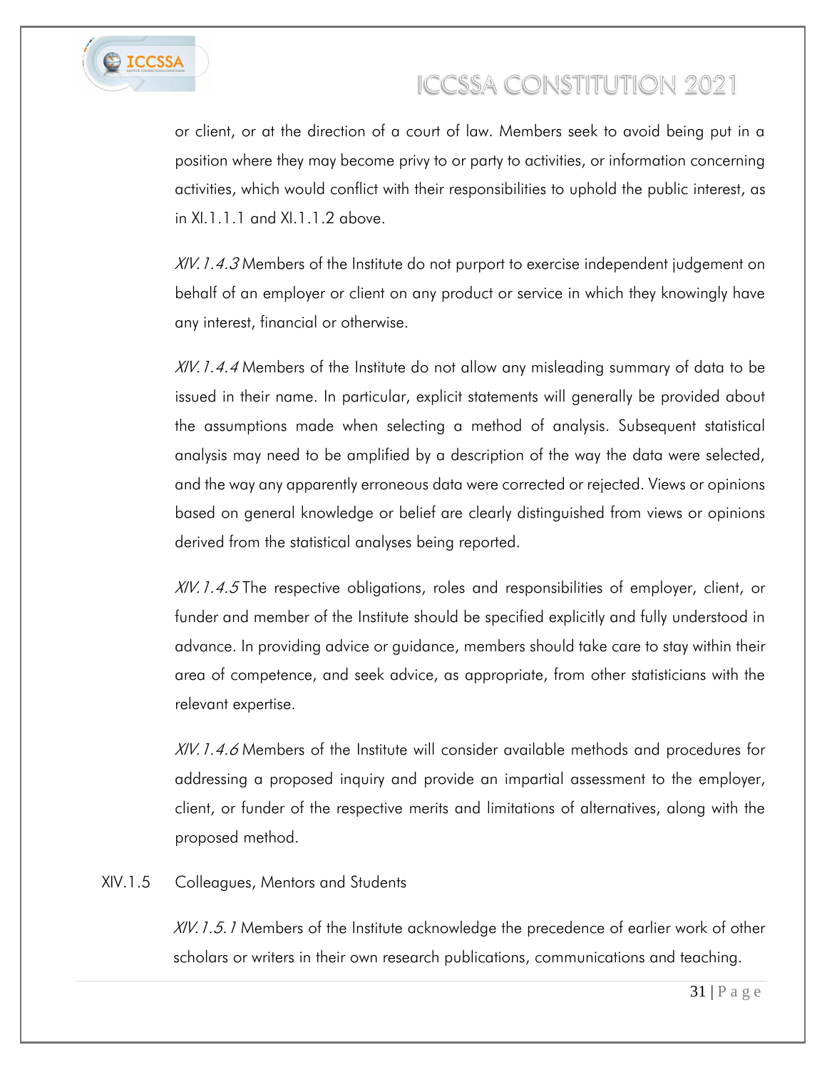or client, or at the direction of a court of law. Members seek to avoid being put in a position where they may become privy to or party to activities, or information concerning activities, which would conflict with their responsibilities to uphold the public interest, as in XI.1.1.1 and XI.1.1.2 above.

*XIV.1.4.3* Members of the Institute do not purport to exercise independent judgement on behalf of an employer or client on any product or service in which they knowingly have any interest, financial or otherwise.

*XIV.1.4.4* Members of the Institute do not allow any misleading summary of data to be issued in their name. In particular, explicit statements will generally be provided about the assumptions made when selecting a method of analysis. Subsequent statistical analysis may need to be amplified by a description of the way the data were selected, and the way any apparently erroneous data were corrected or rejected. Views or opinions based on general knowledge or belief are clearly distinguished from views or opinions derived from the statistical analyses being reported.

*XIV.1.4.5* The respective obligations, roles and responsibilities of employer, client, or funder and member of the Institute should be specified explicitly and fully understood in advance. In providing advice or guidance, members should take care to stay within their area of competence, and seek advice, as appropriate, from other statisticians with the relevant expertise.

*XIV.1.4.6* Members of the Institute will consider available methods and procedures for addressing a proposed inquiry and provide an impartial assessment to the employer, client, or funder of the respective merits and limitations of alternatives, along with the proposed method.

XIV.1.5 Colleagues, Mentors and Students

*XIV.1.5.1* Members of the Institute acknowledge the precedence of earlier work of other scholars or writers in their own research publications, communications and teaching.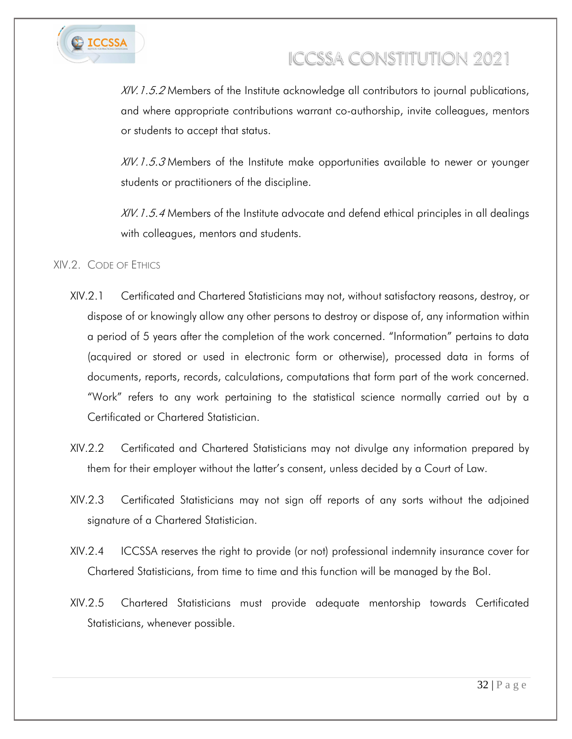*XIV.1.5.2* Members of the Institute acknowledge all contributors to journal publications, and where appropriate contributions warrant co-authorship, invite colleagues, mentors or students to accept that status.

*XIV.1.5.3* Members of the Institute make opportunities available to newer or younger students or practitioners of the discipline.

*XIV.1.5.4* Members of the Institute advocate and defend ethical principles in all dealings with colleagues, mentors and students.

## XIV.2. Code of Ethics

XIV.2.1 Certificated and Chartered Statisticians may not, without satisfactory reasons, destroy, or dispose of or knowingly allow any other persons to destroy or dispose of, any information within a period of 5 years after the completion of the work concerned. "Information" pertains to data (acquired or stored or used in electronic form or otherwise), processed data in forms of documents, reports, records, calculations, computations that form part of the work concerned. "Work" refers to any work pertaining to the statistical science normally carried out by a Certificated or Chartered Statistician.

XIV.2.2 Certificated and Chartered Statisticians may not divulge any information prepared by them for their employer without the latter's consent, unless decided by a Court of Law.

XIV.2.3 Certificated Statisticians may not sign off reports of any sorts without the adjoined signature of a Chartered Statistician.

XIV.2.4 ICCSSA reserves the right to provide (or not) professional indemnity insurance cover for Chartered Statisticians, from time to time and this function will be managed by the BoI.

XIV.2.5 Chartered Statisticians must provide adequate mentorship towards Certificated Statisticians, whenever possible.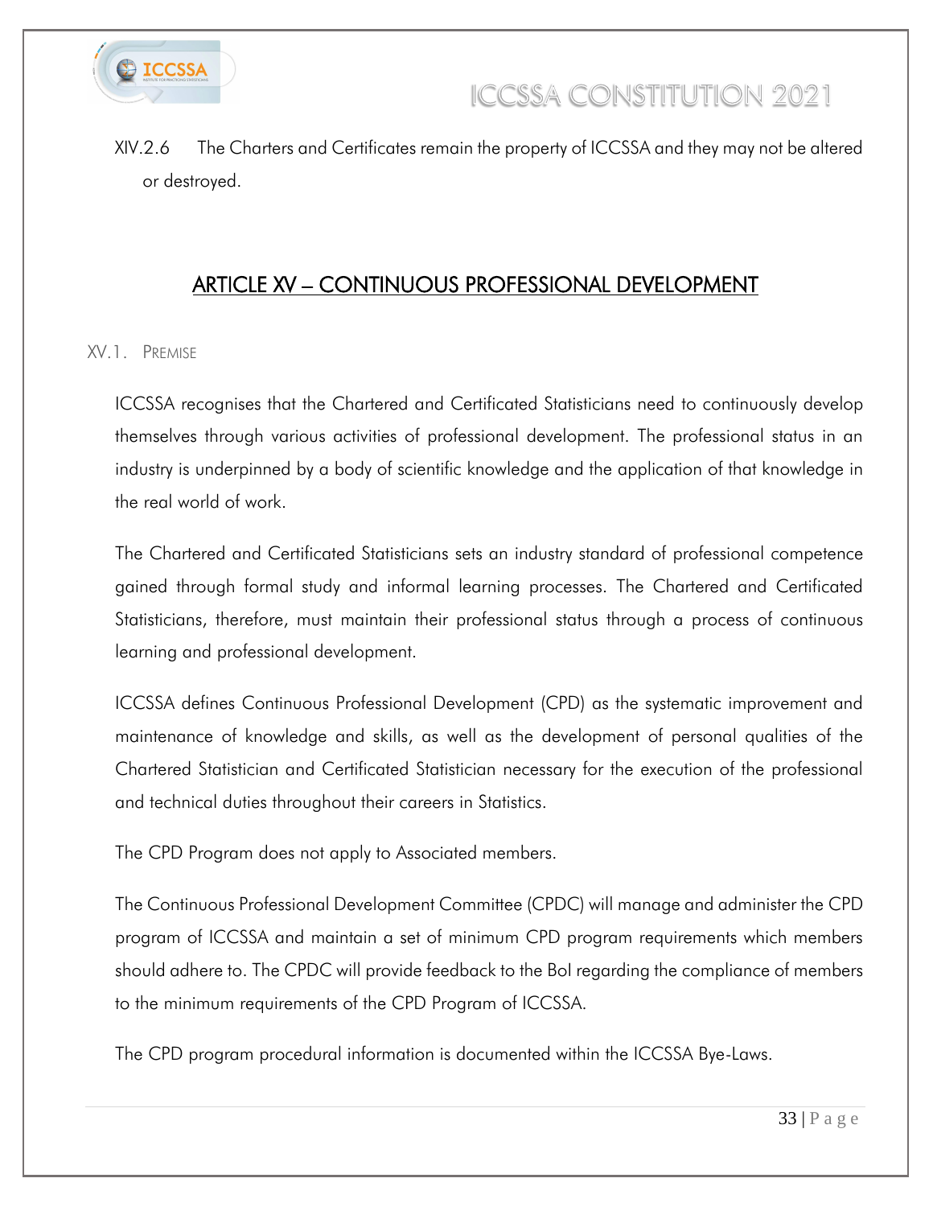XIV.2.6 The Charters and Certificates remain the property of ICCSSA and they may not be altered or destroyed.

## ARTICLE XV – CONTINUOUS PROFESSIONAL DEVELOPMENT

### XV.1. PREMISE

ICCSSA recognises that the Chartered and Certificated Statisticians need to continuously develop themselves through various activities of professional development. The professional status in an industry is underpinned by a body of scientific knowledge and the application of that knowledge in the real world of work.

The Chartered and Certificated Statisticians sets an industry standard of professional competence gained through formal study and informal learning processes. The Chartered and Certificated Statisticians, therefore, must maintain their professional status through a process of continuous learning and professional development.

ICCSSA defines Continuous Professional Development (CPD) as the systematic improvement and maintenance of knowledge and skills, as well as the development of personal qualities of the Chartered Statistician and Certificated Statistician necessary for the execution of the professional and technical duties throughout their careers in Statistics.

The CPD Program does not apply to Associated members.

The Continuous Professional Development Committee (CPDC) will manage and administer the CPD program of ICCSSA and maintain a set of minimum CPD program requirements which members should adhere to. The CPDC will provide feedback to the BoI regarding the compliance of members to the minimum requirements of the CPD Program of ICCSSA.

The CPD program procedural information is documented within the ICCSSA Bye-Laws.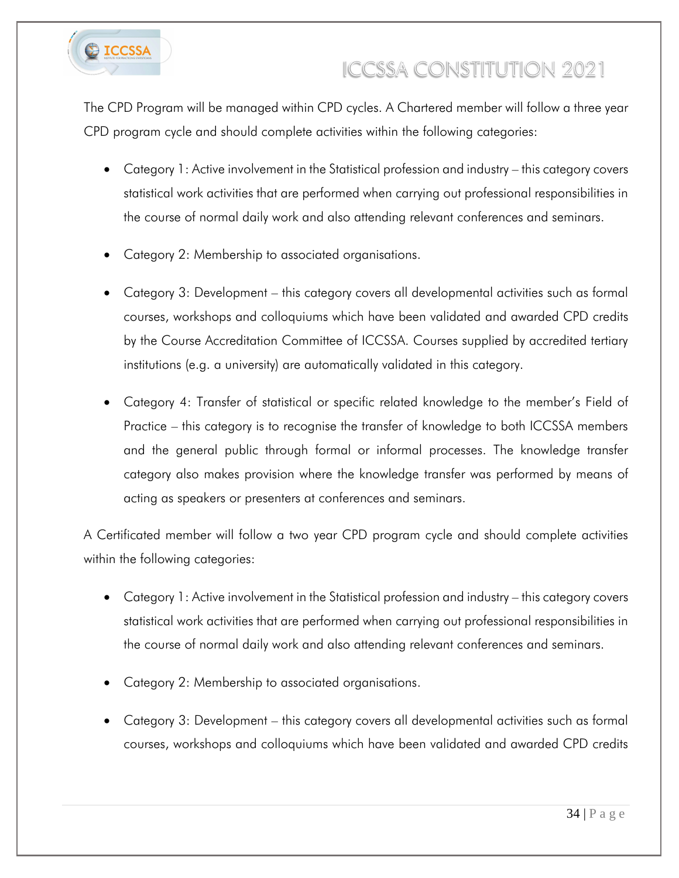The CPD Program will be managed within CPD cycles. A Chartered member will follow a three year CPD program cycle and should complete activities within the following categories:

- Category 1: Active involvement in the Statistical profession and industry – this category covers statistical work activities that are performed when carrying out professional responsibilities in the course of normal daily work and also attending relevant conferences and seminars.
- Category 2: Membership to associated organisations.
- Category 3: Development – this category covers all developmental activities such as formal courses, workshops and colloquiums which have been validated and awarded CPD credits by the Course Accreditation Committee of ICCSSA. Courses supplied by accredited tertiary institutions (e.g. a university) are automatically validated in this category.
- Category 4: Transfer of statistical or specific related knowledge to the member's Field of Practice – this category is to recognise the transfer of knowledge to both ICCSSA members and the general public through formal or informal processes. The knowledge transfer category also makes provision where the knowledge transfer was performed by means of acting as speakers or presenters at conferences and seminars.

A Certificated member will follow a two year CPD program cycle and should complete activities within the following categories:

- Category 1: Active involvement in the Statistical profession and industry – this category covers statistical work activities that are performed when carrying out professional responsibilities in the course of normal daily work and also attending relevant conferences and seminars.
- Category 2: Membership to associated organisations.
- Category 3: Development – this category covers all developmental activities such as formal courses, workshops and colloquiums which have been validated and awarded CPD credits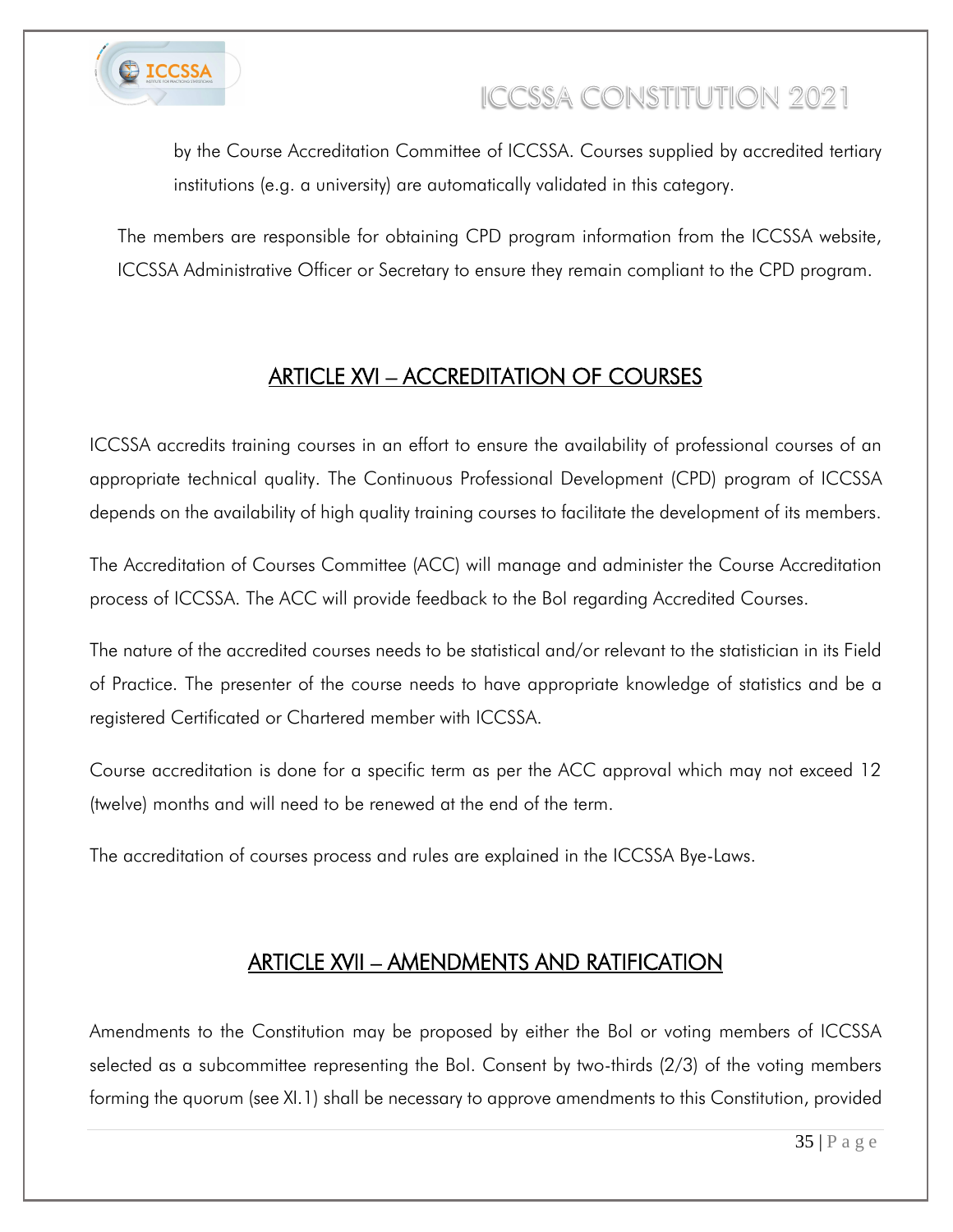by the Course Accreditation Committee of ICCSSA. Courses supplied by accredited tertiary institutions (e.g. a university) are automatically validated in this category.

The members are responsible for obtaining CPD program information from the ICCSSA website, ICCSSA Administrative Officer or Secretary to ensure they remain compliant to the CPD program.

## ARTICLE XVI – ACCREDITATION OF COURSES

ICCSSA accredits training courses in an effort to ensure the availability of professional courses of an appropriate technical quality. The Continuous Professional Development (CPD) program of ICCSSA depends on the availability of high quality training courses to facilitate the development of its members.

The Accreditation of Courses Committee (ACC) will manage and administer the Course Accreditation process of ICCSSA. The ACC will provide feedback to the BoI regarding Accredited Courses.

The nature of the accredited courses needs to be statistical and/or relevant to the statistician in its Field of Practice. The presenter of the course needs to have appropriate knowledge of statistics and be a registered Certificated or Chartered member with ICCSSA.

Course accreditation is done for a specific term as per the ACC approval which may not exceed 12 (twelve) months and will need to be renewed at the end of the term.

The accreditation of courses process and rules are explained in the ICCSSA Bye-Laws.

## ARTICLE XVII – AMENDMENTS AND RATIFICATION

Amendments to the Constitution may be proposed by either the BoI or voting members of ICCSSA selected as a subcommittee representing the BoI. Consent by two-thirds (2/3) of the voting members forming the quorum (see XI.1) shall be necessary to approve amendments to this Constitution, provided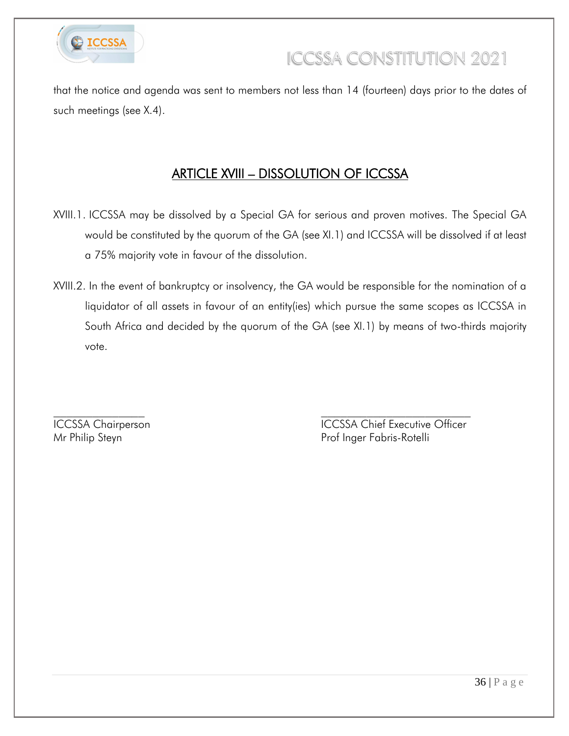that the notice and agenda was sent to members not less than 14 (fourteen) days prior to the dates of such meetings (see X.4).

## ARTICLE XVIII – DISSOLUTION OF ICCSSA

XVIII.1. ICCSSA may be dissolved by a Special GA for serious and proven motives. The Special GA would be constituted by the quorum of the GA (see XI.1) and ICCSSA will be dissolved if at least a 75% majority vote in favour of the dissolution.

XVIII.2. In the event of bankruptcy or insolvency, the GA would be responsible for the nomination of a liquidator of all assets in favour of an entity(ies) which pursue the same scopes as ICCSSA in South Africa and decided by the quorum of the GA (see XI.1) by means of two-thirds majority vote.

\_\_\_\_\_\_\_\_\_\_\_\_\_\_\_\_\_
ICCSSA Chairperson
Mr Philip Steyn

\_\_\_\_\_\_\_\_\_\_\_\_\_\_\_\_\_\_\_\_\_\_\_\_\_\_\_\_
ICCSSA Chief Executive Officer
Prof Inger Fabris-Rotelli